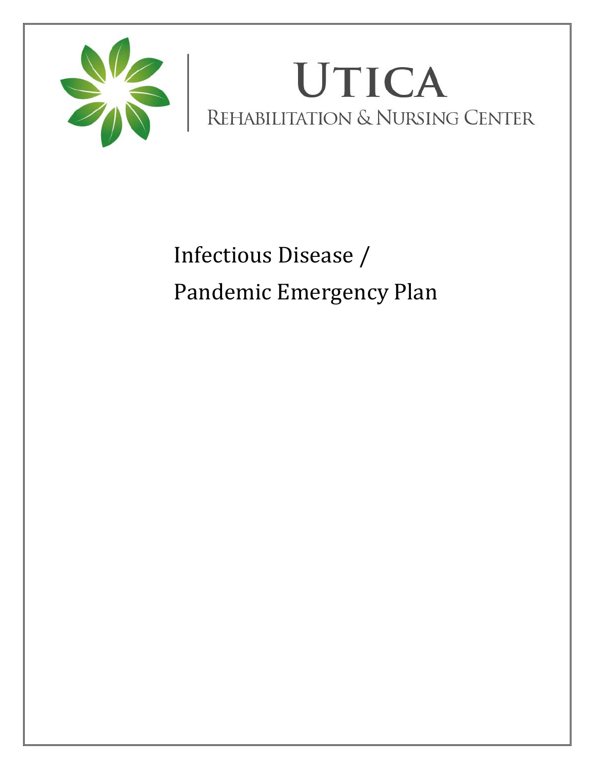# UTICA

## REHABILITATION & NURSING CENTER

# Infectious Disease / Pandemic Emergency Plan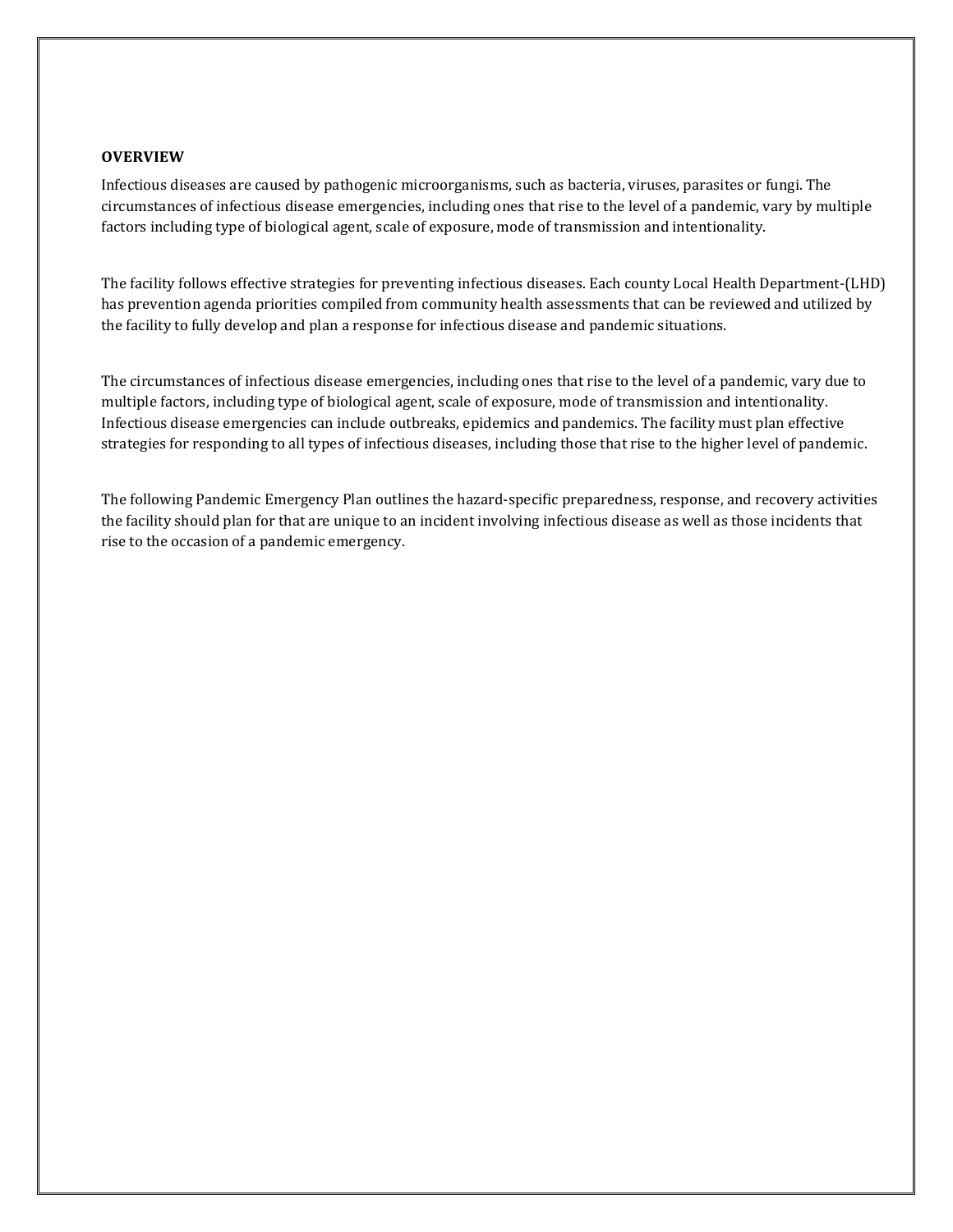**OVERVIEW**

Infectious diseases are caused by pathogenic microorganisms, such as bacteria, viruses, parasites or fungi. The circumstances of infectious disease emergencies, including ones that rise to the level of a pandemic, vary by multiple factors including type of biological agent, scale of exposure, mode of transmission and intentionality.

The facility follows effective strategies for preventing infectious diseases. Each county Local Health Department-(LHD) has prevention agenda priorities compiled from community health assessments that can be reviewed and utilized by the facility to fully develop and plan a response for infectious disease and pandemic situations.

The circumstances of infectious disease emergencies, including ones that rise to the level of a pandemic, vary due to multiple factors, including type of biological agent, scale of exposure, mode of transmission and intentionality. Infectious disease emergencies can include outbreaks, epidemics and pandemics. The facility must plan effective strategies for responding to all types of infectious diseases, including those that rise to the higher level of pandemic.

The following Pandemic Emergency Plan outlines the hazard-specific preparedness, response, and recovery activities the facility should plan for that are unique to an incident involving infectious disease as well as those incidents that rise to the occasion of a pandemic emergency.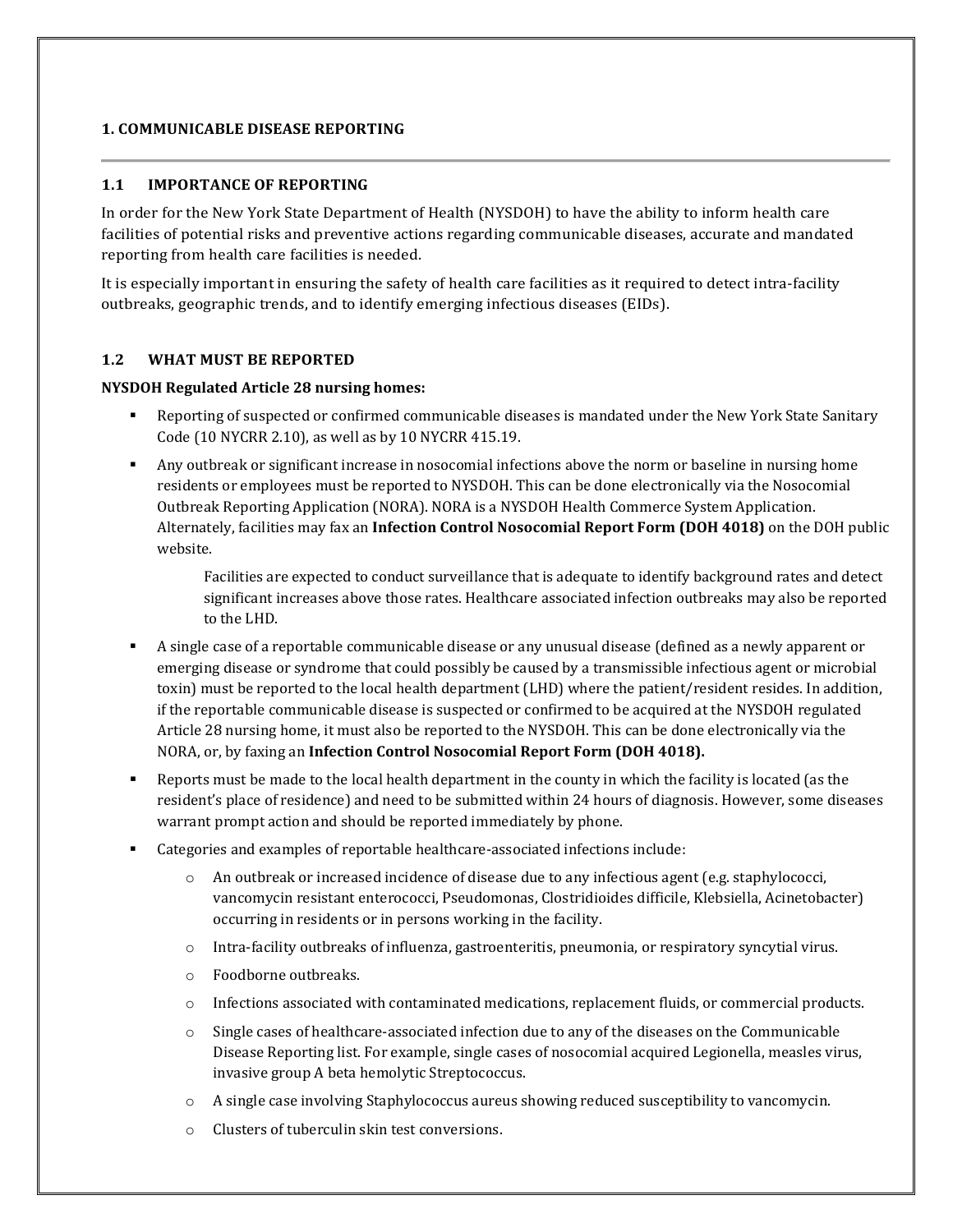## 1. COMMUNICABLE DISEASE REPORTING

### 1.1 IMPORTANCE OF REPORTING

In order for the New York State Department of Health (NYSDOH) to have the ability to inform health care facilities of potential risks and preventive actions regarding communicable diseases, accurate and mandated reporting from health care facilities is needed.

It is especially important in ensuring the safety of health care facilities as it required to detect intra-facility outbreaks, geographic trends, and to identify emerging infectious diseases (EIDs).

### 1.2 WHAT MUST BE REPORTED

**NYSDOH Regulated Article 28 nursing homes:**

- Reporting of suspected or confirmed communicable diseases is mandated under the New York State Sanitary Code (10 NYCRR 2.10), as well as by 10 NYCRR 415.19.
- Any outbreak or significant increase in nosocomial infections above the norm or baseline in nursing home residents or employees must be reported to NYSDOH. This can be done electronically via the Nosocomial Outbreak Reporting Application (NORA). NORA is a NYSDOH Health Commerce System Application. Alternately, facilities may fax an **Infection Control Nosocomial Report Form (DOH 4018)** on the DOH public website.

  Facilities are expected to conduct surveillance that is adequate to identify background rates and detect significant increases above those rates. Healthcare associated infection outbreaks may also be reported to the LHD.

- A single case of a reportable communicable disease or any unusual disease (defined as a newly apparent or emerging disease or syndrome that could possibly be caused by a transmissible infectious agent or microbial toxin) must be reported to the local health department (LHD) where the patient/resident resides. In addition, if the reportable communicable disease is suspected or confirmed to be acquired at the NYSDOH regulated Article 28 nursing home, it must also be reported to the NYSDOH. This can be done electronically via the NORA, or, by faxing an **Infection Control Nosocomial Report Form (DOH 4018).**
- Reports must be made to the local health department in the county in which the facility is located (as the resident's place of residence) and need to be submitted within 24 hours of diagnosis. However, some diseases warrant prompt action and should be reported immediately by phone.
- Categories and examples of reportable healthcare-associated infections include:
  - An outbreak or increased incidence of disease due to any infectious agent (e.g. staphylococci, vancomycin resistant enterococci, Pseudomonas, Clostridioides difficile, Klebsiella, Acinetobacter) occurring in residents or in persons working in the facility.
  - Intra-facility outbreaks of influenza, gastroenteritis, pneumonia, or respiratory syncytial virus.
  - Foodborne outbreaks.
  - Infections associated with contaminated medications, replacement fluids, or commercial products.
  - Single cases of healthcare-associated infection due to any of the diseases on the Communicable Disease Reporting list. For example, single cases of nosocomial acquired Legionella, measles virus, invasive group A beta hemolytic Streptococcus.
  - A single case involving Staphylococcus aureus showing reduced susceptibility to vancomycin.
  - Clusters of tuberculin skin test conversions.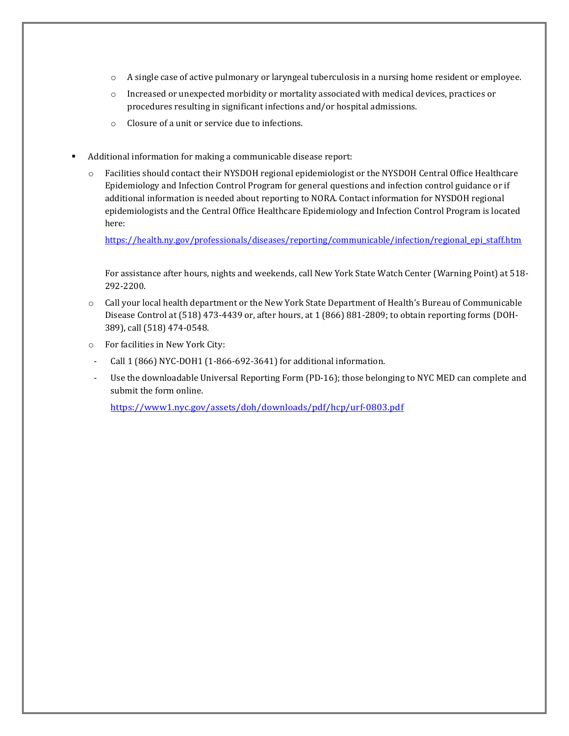- A single case of active pulmonary or laryngeal tuberculosis in a nursing home resident or employee.
   - Increased or unexpected morbidity or mortality associated with medical devices, practices or procedures resulting in significant infections and/or hospital admissions.
   - Closure of a unit or service due to infections.

- Additional information for making a communicable disease report:
  - Facilities should contact their NYSDOH regional epidemiologist or the NYSDOH Central Office Healthcare Epidemiology and Infection Control Program for general questions and infection control guidance or if additional information is needed about reporting to NORA. Contact information for NYSDOH regional epidemiologists and the Central Office Healthcare Epidemiology and Infection Control Program is located here:

    https://health.ny.gov/professionals/diseases/reporting/communicable/infection/regional_epi_staff.htm

    For assistance after hours, nights and weekends, call New York State Watch Center (Warning Point) at 518-292-2200.
  - Call your local health department or the New York State Department of Health's Bureau of Communicable Disease Control at (518) 473-4439 or, after hours, at 1 (866) 881-2809; to obtain reporting forms (DOH-389), call (518) 474-0548.
  - For facilities in New York City:
    - Call 1 (866) NYC-DOH1 (1-866-692-3641) for additional information.
    - Use the downloadable Universal Reporting Form (PD-16); those belonging to NYC MED can complete and submit the form online.

      https://www1.nyc.gov/assets/doh/downloads/pdf/hcp/urf-0803.pdf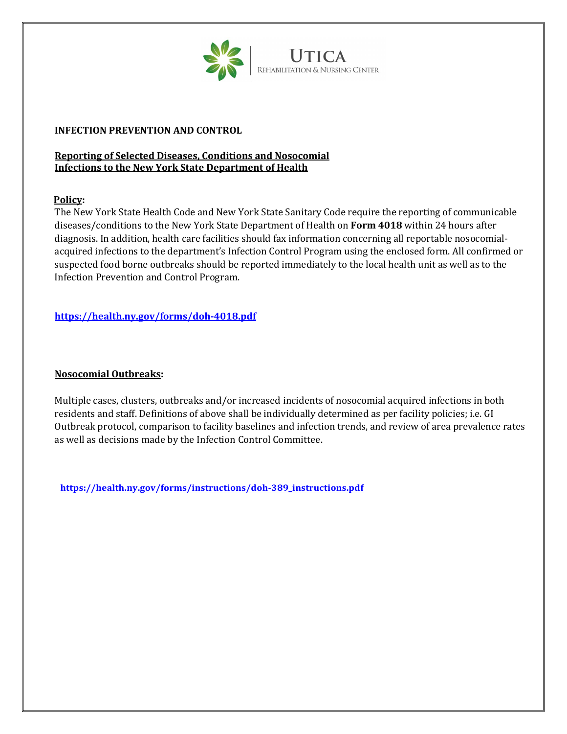**INFECTION PREVENTION AND CONTROL**

**Reporting of Selected Diseases, Conditions and Nosocomial Infections to the New York State Department of Health**

**Policy:**

The New York State Health Code and New York State Sanitary Code require the reporting of communicable diseases/conditions to the New York State Department of Health on **Form 4018** within 24 hours after diagnosis. In addition, health care facilities should fax information concerning all reportable nosocomial-acquired infections to the department's Infection Control Program using the enclosed form. All confirmed or suspected food borne outbreaks should be reported immediately to the local health unit as well as to the Infection Prevention and Control Program.

**https://health.ny.gov/forms/doh-4018.pdf**

**Nosocomial Outbreaks:**

Multiple cases, clusters, outbreaks and/or increased incidents of nosocomial acquired infections in both residents and staff. Definitions of above shall be individually determined as per facility policies; i.e. GI Outbreak protocol, comparison to facility baselines and infection trends, and review of area prevalence rates as well as decisions made by the Infection Control Committee.

**https://health.ny.gov/forms/instructions/doh-389_instructions.pdf**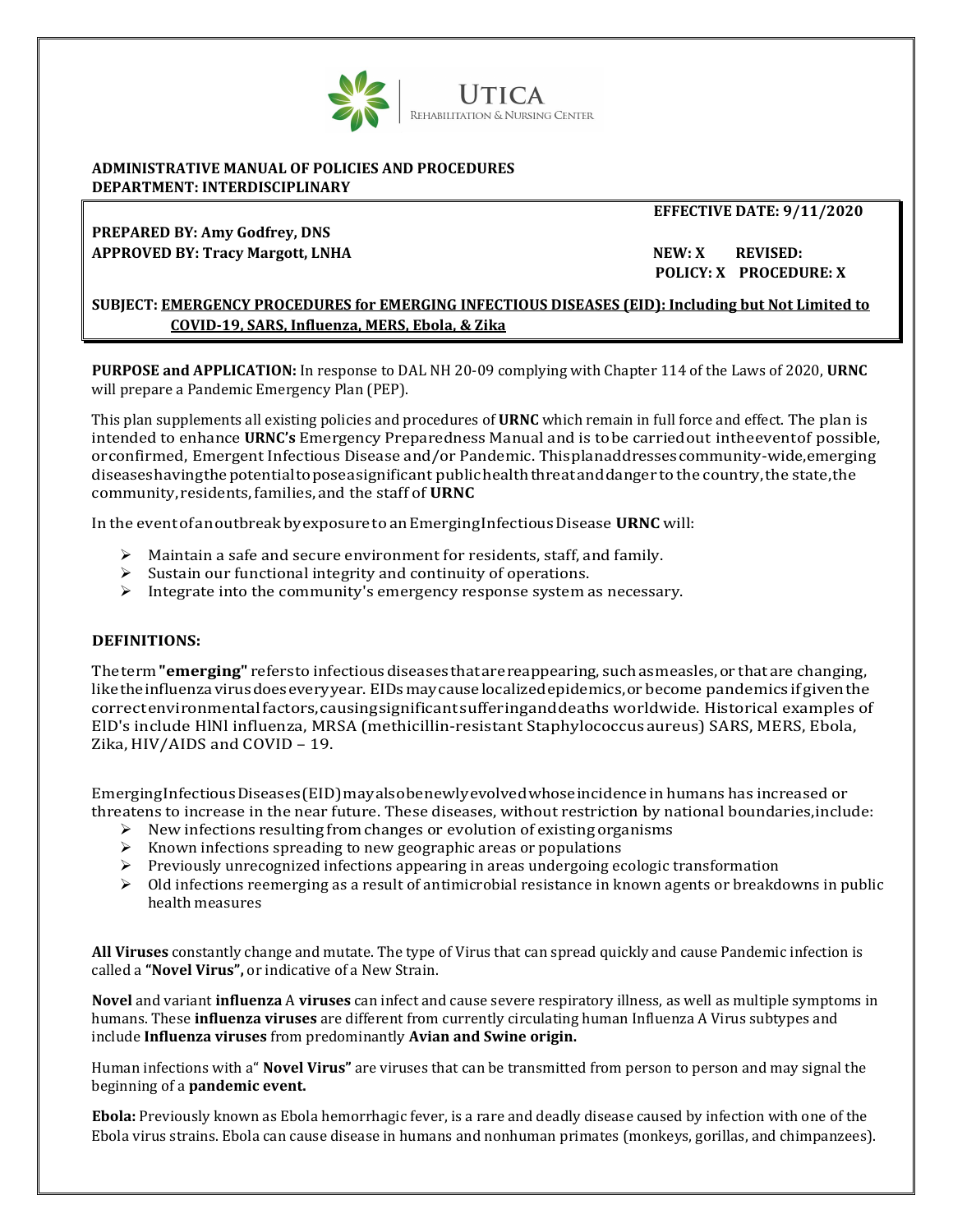**ADMINISTRATIVE MANUAL OF POLICIES AND PROCEDURES**
**DEPARTMENT: INTERDISCIPLINARY**

**EFFECTIVE DATE: 9/11/2020**

**PREPARED BY: Amy Godfrey, DNS**
**APPROVED BY: Tracy Margott, LNHA**

**NEW: X REVISED:**
**POLICY: X PROCEDURE: X**

**SUBJECT: EMERGENCY PROCEDURES for EMERGING INFECTIOUS DISEASES (EID): Including but Not Limited to COVID-19, SARS, Influenza, MERS, Ebola, & Zika**

**PURPOSE and APPLICATION:** In response to DAL NH 20-09 complying with Chapter 114 of the Laws of 2020, **URNC** will prepare a Pandemic Emergency Plan (PEP).

This plan supplements all existing policies and procedures of **URNC** which remain in full force and effect. The plan is intended to enhance **URNC's** Emergency Preparedness Manual and is to be carried out in the event of possible, or confirmed, Emergent Infectious Disease and/or Pandemic. This plan addresses community-wide, emerging diseases having the potential to pose a significant public health threat and danger to the country, the state, the community, residents, families, and the staff of **URNC**

In the event of an outbreak by exposure to an Emerging Infectious Disease **URNC** will:

- Maintain a safe and secure environment for residents, staff, and family.
- Sustain our functional integrity and continuity of operations.
- Integrate into the community's emergency response system as necessary.

**DEFINITIONS:**

The term **"emerging"** refers to infectious diseases that are reappearing, such as measles, or that are changing, like the influenza virus does every year. EIDs may cause localized epidemics, or become pandemics if given the correct environmental factors, causing significant suffering and deaths worldwide. Historical examples of EID's include HlNl influenza, MRSA (methicillin-resistant Staphylococcus aureus) SARS, MERS, Ebola, Zika, HIV/AIDS and COVID – 19.

Emerging Infectious Diseases (EID) may also be newly evolved whose incidence in humans has increased or threatens to increase in the near future. These diseases, without restriction by national boundaries, include:

- New infections resulting from changes or evolution of existing organisms
- Known infections spreading to new geographic areas or populations
- Previously unrecognized infections appearing in areas undergoing ecologic transformation
- Old infections reemerging as a result of antimicrobial resistance in known agents or breakdowns in public health measures

**All Viruses** constantly change and mutate. The type of Virus that can spread quickly and cause Pandemic infection is called a **"Novel Virus",** or indicative of a New Strain.

**Novel** and variant **influenza** A **viruses** can infect and cause severe respiratory illness, as well as multiple symptoms in humans. These **influenza viruses** are different from currently circulating human Influenza A Virus subtypes and include **Influenza viruses** from predominantly **Avian and Swine origin.**

Human infections with a" **Novel Virus"** are viruses that can be transmitted from person to person and may signal the beginning of a **pandemic event.**

**Ebola:** Previously known as Ebola hemorrhagic fever, is a rare and deadly disease caused by infection with one of the Ebola virus strains. Ebola can cause disease in humans and nonhuman primates (monkeys, gorillas, and chimpanzees).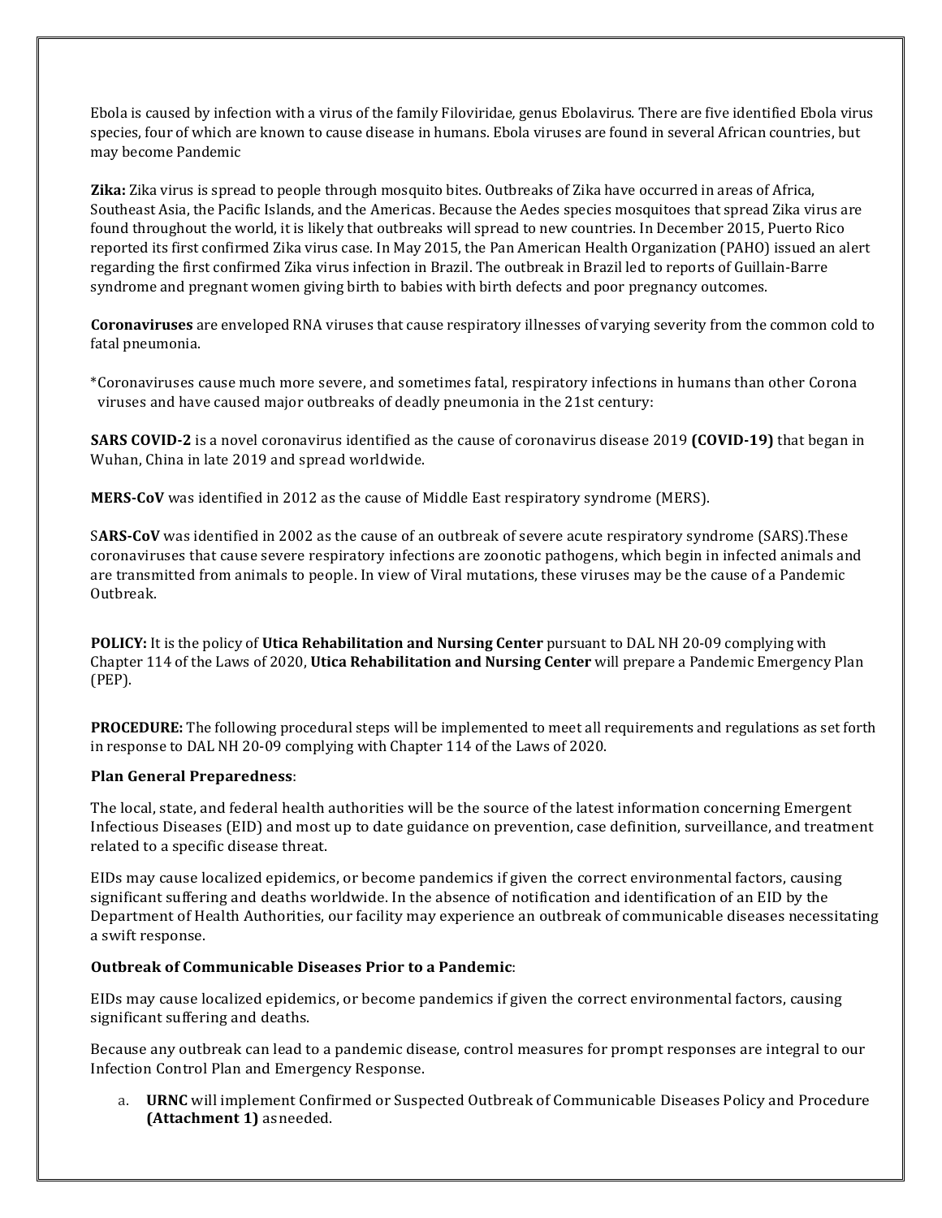Ebola is caused by infection with a virus of the family Filoviridae, genus Ebolavirus. There are five identified Ebola virus species, four of which are known to cause disease in humans. Ebola viruses are found in several African countries, but may become Pandemic

**Zika:** Zika virus is spread to people through mosquito bites. Outbreaks of Zika have occurred in areas of Africa, Southeast Asia, the Pacific Islands, and the Americas. Because the Aedes species mosquitoes that spread Zika virus are found throughout the world, it is likely that outbreaks will spread to new countries. In December 2015, Puerto Rico reported its first confirmed Zika virus case. In May 2015, the Pan American Health Organization (PAHO) issued an alert regarding the first confirmed Zika virus infection in Brazil. The outbreak in Brazil led to reports of Guillain-Barre syndrome and pregnant women giving birth to babies with birth defects and poor pregnancy outcomes.

**Coronaviruses** are enveloped RNA viruses that cause respiratory illnesses of varying severity from the common cold to fatal pneumonia.

*Coronaviruses cause much more severe, and sometimes fatal, respiratory infections in humans than other Corona viruses and have caused major outbreaks of deadly pneumonia in the 21st century:

**SARS COVID-2** is a novel coronavirus identified as the cause of coronavirus disease 2019 **(COVID-19)** that began in Wuhan, China in late 2019 and spread worldwide.

**MERS-CoV** was identified in 2012 as the cause of Middle East respiratory syndrome (MERS).

S**ARS-CoV** was identified in 2002 as the cause of an outbreak of severe acute respiratory syndrome (SARS).These coronaviruses that cause severe respiratory infections are zoonotic pathogens, which begin in infected animals and are transmitted from animals to people. In view of Viral mutations, these viruses may be the cause of a Pandemic Outbreak.

**POLICY:** It is the policy of **Utica Rehabilitation and Nursing Center** pursuant to DAL NH 20-09 complying with Chapter 114 of the Laws of 2020, **Utica Rehabilitation and Nursing Center** will prepare a Pandemic Emergency Plan (PEP).

**PROCEDURE:** The following procedural steps will be implemented to meet all requirements and regulations as set forth in response to DAL NH 20-09 complying with Chapter 114 of the Laws of 2020.

**Plan General Preparedness**:

The local, state, and federal health authorities will be the source of the latest information concerning Emergent Infectious Diseases (EID) and most up to date guidance on prevention, case definition, surveillance, and treatment related to a specific disease threat.

EIDs may cause localized epidemics, or become pandemics if given the correct environmental factors, causing significant suffering and deaths worldwide. In the absence of notification and identification of an EID by the Department of Health Authorities, our facility may experience an outbreak of communicable diseases necessitating a swift response.

**Outbreak of Communicable Diseases Prior to a Pandemic**:

EIDs may cause localized epidemics, or become pandemics if given the correct environmental factors, causing significant suffering and deaths.

Because any outbreak can lead to a pandemic disease, control measures for prompt responses are integral to our Infection Control Plan and Emergency Response.

a. **URNC** will implement Confirmed or Suspected Outbreak of Communicable Diseases Policy and Procedure **(Attachment 1)** as needed.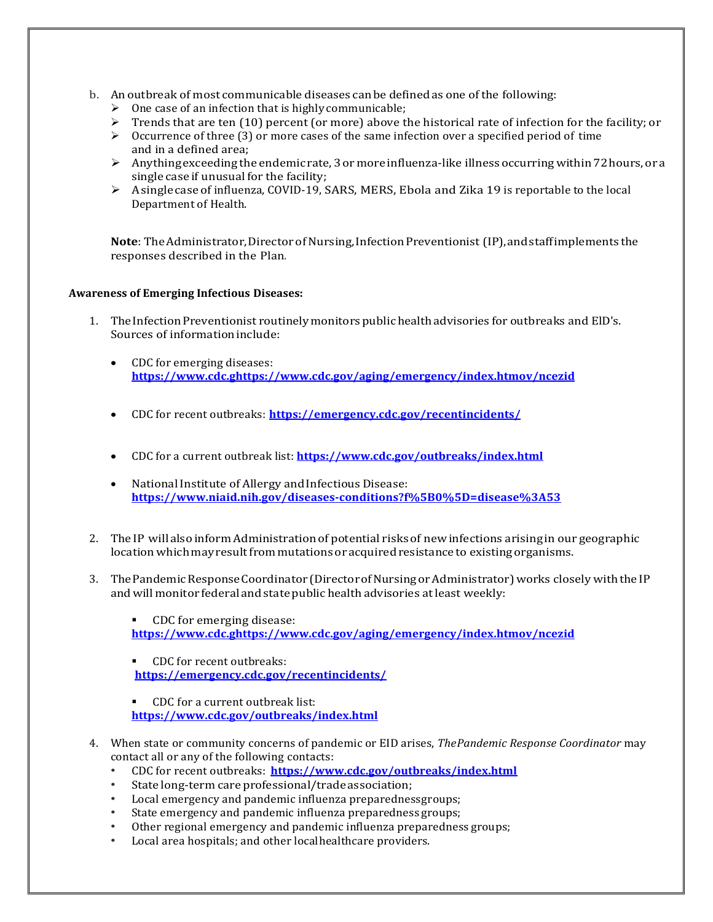b. An outbreak of most communicable diseases can be defined as one of the following:
   - One case of an infection that is highly communicable;
   - Trends that are ten (10) percent (or more) above the historical rate of infection for the facility; or
   - Occurrence of three (3) or more cases of the same infection over a specified period of time and in a defined area;
   - Anything exceeding the endemic rate, 3 or more influenza-like illness occurring within 72 hours, or a single case if unusual for the facility;
   - A single case of influenza, COVID-19, SARS, MERS, Ebola and Zika 19 is reportable to the local Department of Health.

   **Note**: The Administrator, Director of Nursing, Infection Preventionist (IP), and staff implements the responses described in the Plan.

**Awareness of Emerging Infectious Diseases:**

1. The Infection Preventionist routinely monitors public health advisories for outbreaks and ElD's. Sources of information include:

   - CDC for emerging diseases: **https://www.cdc.ghttps://www.cdc.gov/aging/emergency/index.htmov/ncezid**
   - CDC for recent outbreaks: **https://emergency.cdc.gov/recentincidents/**
   - CDC for a current outbreak list: **https://www.cdc.gov/outbreaks/index.html**
   - National Institute of Allergy and Infectious Disease: **https://www.niaid.nih.gov/diseases-conditions?f%5B0%5D=disease%3A53**

2. The IP will also inform Administration of potential risks of new infections arising in our geographic location which may result from mutations or acquired resistance to existing organisms.

3. The Pandemic Response Coordinator (Director of Nursing or Administrator) works closely with the IP and will monitor federal and state public health advisories at least weekly:

   - CDC for emerging disease: **https://www.cdc.ghttps://www.cdc.gov/aging/emergency/index.htmov/ncezid**
   - CDC for recent outbreaks: **https://emergency.cdc.gov/recentincidents/**
   - CDC for a current outbreak list: **https://www.cdc.gov/outbreaks/index.html**

4. When state or community concerns of pandemic or EID arises, *The Pandemic Response Coordinator* may contact all or any of the following contacts:
   - CDC for recent outbreaks: **https://www.cdc.gov/outbreaks/index.html**
   - State long-term care professional/trade association;
   - Local emergency and pandemic influenza preparedness groups;
   - State emergency and pandemic influenza preparedness groups;
   - Other regional emergency and pandemic influenza preparedness groups;
   - Local area hospitals; and other local healthcare providers.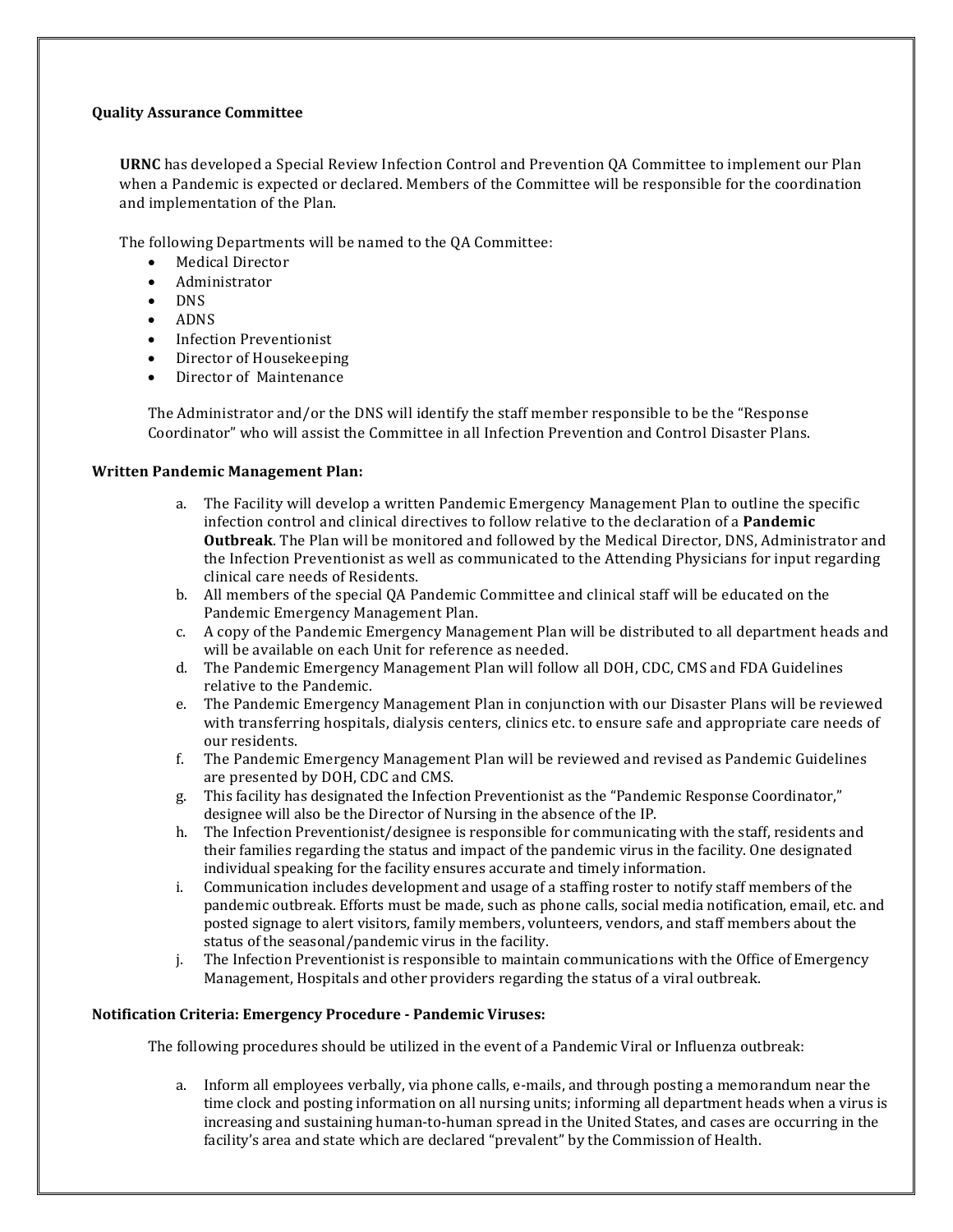**Quality Assurance Committee**

**URNC** has developed a Special Review Infection Control and Prevention QA Committee to implement our Plan when a Pandemic is expected or declared. Members of the Committee will be responsible for the coordination and implementation of the Plan.

The following Departments will be named to the QA Committee:

- Medical Director
- Administrator
- DNS
- ADNS
- Infection Preventionist
- Director of Housekeeping
- Director of Maintenance

The Administrator and/or the DNS will identify the staff member responsible to be the "Response Coordinator" who will assist the Committee in all Infection Prevention and Control Disaster Plans.

**Written Pandemic Management Plan:**

a. The Facility will develop a written Pandemic Emergency Management Plan to outline the specific infection control and clinical directives to follow relative to the declaration of a **Pandemic Outbreak**. The Plan will be monitored and followed by the Medical Director, DNS, Administrator and the Infection Preventionist as well as communicated to the Attending Physicians for input regarding clinical care needs of Residents.

b. All members of the special QA Pandemic Committee and clinical staff will be educated on the Pandemic Emergency Management Plan.

c. A copy of the Pandemic Emergency Management Plan will be distributed to all department heads and will be available on each Unit for reference as needed.

d. The Pandemic Emergency Management Plan will follow all DOH, CDC, CMS and FDA Guidelines relative to the Pandemic.

e. The Pandemic Emergency Management Plan in conjunction with our Disaster Plans will be reviewed with transferring hospitals, dialysis centers, clinics etc. to ensure safe and appropriate care needs of our residents.

f. The Pandemic Emergency Management Plan will be reviewed and revised as Pandemic Guidelines are presented by DOH, CDC and CMS.

g. This facility has designated the Infection Preventionist as the "Pandemic Response Coordinator," designee will also be the Director of Nursing in the absence of the IP.

h. The Infection Preventionist/designee is responsible for communicating with the staff, residents and their families regarding the status and impact of the pandemic virus in the facility. One designated individual speaking for the facility ensures accurate and timely information.

i. Communication includes development and usage of a staffing roster to notify staff members of the pandemic outbreak. Efforts must be made, such as phone calls, social media notification, email, etc. and posted signage to alert visitors, family members, volunteers, vendors, and staff members about the status of the seasonal/pandemic virus in the facility.

j. The Infection Preventionist is responsible to maintain communications with the Office of Emergency Management, Hospitals and other providers regarding the status of a viral outbreak.

**Notification Criteria: Emergency Procedure - Pandemic Viruses:**

The following procedures should be utilized in the event of a Pandemic Viral or Influenza outbreak:

a. Inform all employees verbally, via phone calls, e-mails, and through posting a memorandum near the time clock and posting information on all nursing units; informing all department heads when a virus is increasing and sustaining human-to-human spread in the United States, and cases are occurring in the facility's area and state which are declared "prevalent" by the Commission of Health.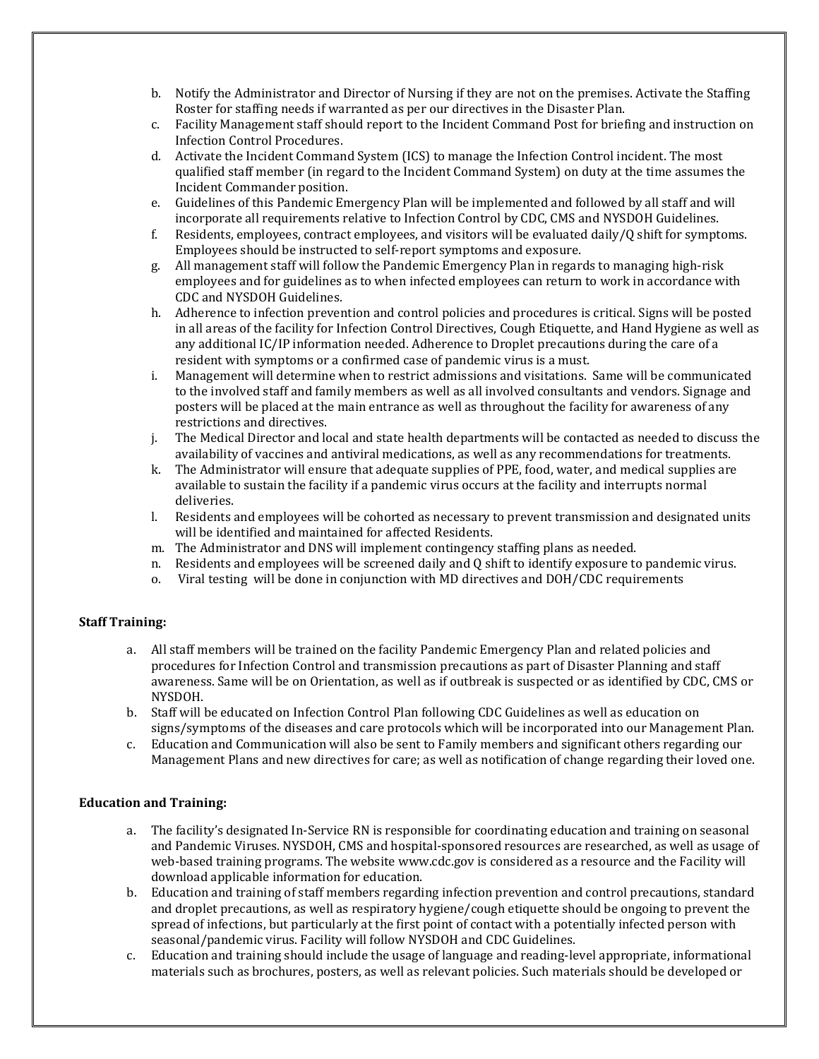b. Notify the Administrator and Director of Nursing if they are not on the premises. Activate the Staffing Roster for staffing needs if warranted as per our directives in the Disaster Plan.
c. Facility Management staff should report to the Incident Command Post for briefing and instruction on Infection Control Procedures.
d. Activate the Incident Command System (ICS) to manage the Infection Control incident. The most qualified staff member (in regard to the Incident Command System) on duty at the time assumes the Incident Commander position.
e. Guidelines of this Pandemic Emergency Plan will be implemented and followed by all staff and will incorporate all requirements relative to Infection Control by CDC, CMS and NYSDOH Guidelines.
f. Residents, employees, contract employees, and visitors will be evaluated daily/Q shift for symptoms. Employees should be instructed to self-report symptoms and exposure.
g. All management staff will follow the Pandemic Emergency Plan in regards to managing high-risk employees and for guidelines as to when infected employees can return to work in accordance with CDC and NYSDOH Guidelines.
h. Adherence to infection prevention and control policies and procedures is critical. Signs will be posted in all areas of the facility for Infection Control Directives, Cough Etiquette, and Hand Hygiene as well as any additional IC/IP information needed. Adherence to Droplet precautions during the care of a resident with symptoms or a confirmed case of pandemic virus is a must.
i. Management will determine when to restrict admissions and visitations. Same will be communicated to the involved staff and family members as well as all involved consultants and vendors. Signage and posters will be placed at the main entrance as well as throughout the facility for awareness of any restrictions and directives.
j. The Medical Director and local and state health departments will be contacted as needed to discuss the availability of vaccines and antiviral medications, as well as any recommendations for treatments.
k. The Administrator will ensure that adequate supplies of PPE, food, water, and medical supplies are available to sustain the facility if a pandemic virus occurs at the facility and interrupts normal deliveries.
l. Residents and employees will be cohorted as necessary to prevent transmission and designated units will be identified and maintained for affected Residents.
m. The Administrator and DNS will implement contingency staffing plans as needed.
n. Residents and employees will be screened daily and Q shift to identify exposure to pandemic virus.
o. Viral testing will be done in conjunction with MD directives and DOH/CDC requirements

**Staff Training:**

a. All staff members will be trained on the facility Pandemic Emergency Plan and related policies and procedures for Infection Control and transmission precautions as part of Disaster Planning and staff awareness. Same will be on Orientation, as well as if outbreak is suspected or as identified by CDC, CMS or NYSDOH.
b. Staff will be educated on Infection Control Plan following CDC Guidelines as well as education on signs/symptoms of the diseases and care protocols which will be incorporated into our Management Plan.
c. Education and Communication will also be sent to Family members and significant others regarding our Management Plans and new directives for care; as well as notification of change regarding their loved one.

**Education and Training:**

a. The facility's designated In-Service RN is responsible for coordinating education and training on seasonal and Pandemic Viruses. NYSDOH, CMS and hospital-sponsored resources are researched, as well as usage of web-based training programs. The website www.cdc.gov is considered as a resource and the Facility will download applicable information for education.
b. Education and training of staff members regarding infection prevention and control precautions, standard and droplet precautions, as well as respiratory hygiene/cough etiquette should be ongoing to prevent the spread of infections, but particularly at the first point of contact with a potentially infected person with seasonal/pandemic virus. Facility will follow NYSDOH and CDC Guidelines.
c. Education and training should include the usage of language and reading-level appropriate, informational materials such as brochures, posters, as well as relevant policies. Such materials should be developed or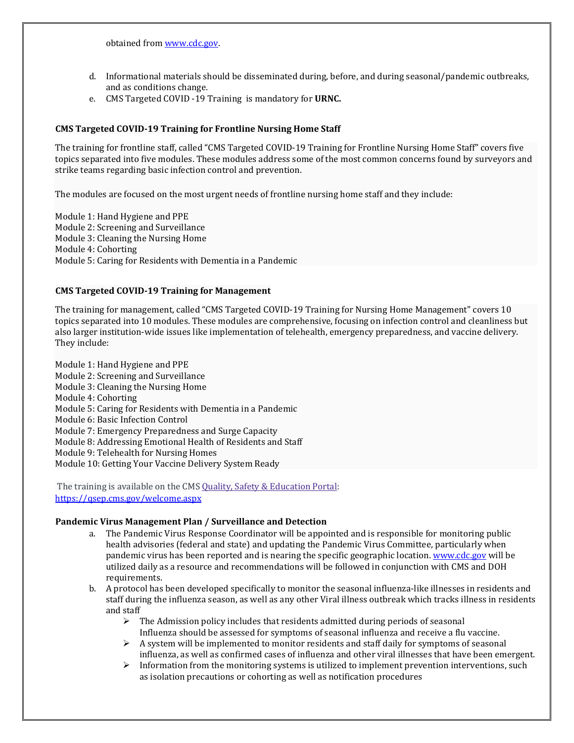obtained from www.cdc.gov.

d. Informational materials should be disseminated during, before, and during seasonal/pandemic outbreaks, and as conditions change.

e. CMS Targeted COVID -19 Training is mandatory for **URNC.**

**CMS Targeted COVID-19 Training for Frontline Nursing Home Staff**

The training for frontline staff, called "CMS Targeted COVID-19 Training for Frontline Nursing Home Staff" covers five topics separated into five modules. These modules address some of the most common concerns found by surveyors and strike teams regarding basic infection control and prevention.

The modules are focused on the most urgent needs of frontline nursing home staff and they include:

Module 1: Hand Hygiene and PPE
Module 2: Screening and Surveillance
Module 3: Cleaning the Nursing Home
Module 4: Cohorting
Module 5: Caring for Residents with Dementia in a Pandemic

**CMS Targeted COVID-19 Training for Management**

The training for management, called "CMS Targeted COVID-19 Training for Nursing Home Management" covers 10 topics separated into 10 modules. These modules are comprehensive, focusing on infection control and cleanliness but also larger institution-wide issues like implementation of telehealth, emergency preparedness, and vaccine delivery. They include:

Module 1: Hand Hygiene and PPE
Module 2: Screening and Surveillance
Module 3: Cleaning the Nursing Home
Module 4: Cohorting
Module 5: Caring for Residents with Dementia in a Pandemic
Module 6: Basic Infection Control
Module 7: Emergency Preparedness and Surge Capacity
Module 8: Addressing Emotional Health of Residents and Staff
Module 9: Telehealth for Nursing Homes
Module 10: Getting Your Vaccine Delivery System Ready

The training is available on the CMS Quality, Safety & Education Portal: https://qsep.cms.gov/welcome.aspx

**Pandemic Virus Management Plan / Surveillance and Detection**

a. The Pandemic Virus Response Coordinator will be appointed and is responsible for monitoring public health advisories (federal and state) and updating the Pandemic Virus Committee, particularly when pandemic virus has been reported and is nearing the specific geographic location. www.cdc.gov will be utilized daily as a resource and recommendations will be followed in conjunction with CMS and DOH requirements.

b. A protocol has been developed specifically to monitor the seasonal influenza-like illnesses in residents and staff during the influenza season, as well as any other Viral illness outbreak which tracks illness in residents and staff
   - The Admission policy includes that residents admitted during periods of seasonal Influenza should be assessed for symptoms of seasonal influenza and receive a flu vaccine.
   - A system will be implemented to monitor residents and staff daily for symptoms of seasonal influenza, as well as confirmed cases of influenza and other viral illnesses that have been emergent.
   - Information from the monitoring systems is utilized to implement prevention interventions, such as isolation precautions or cohorting as well as notification procedures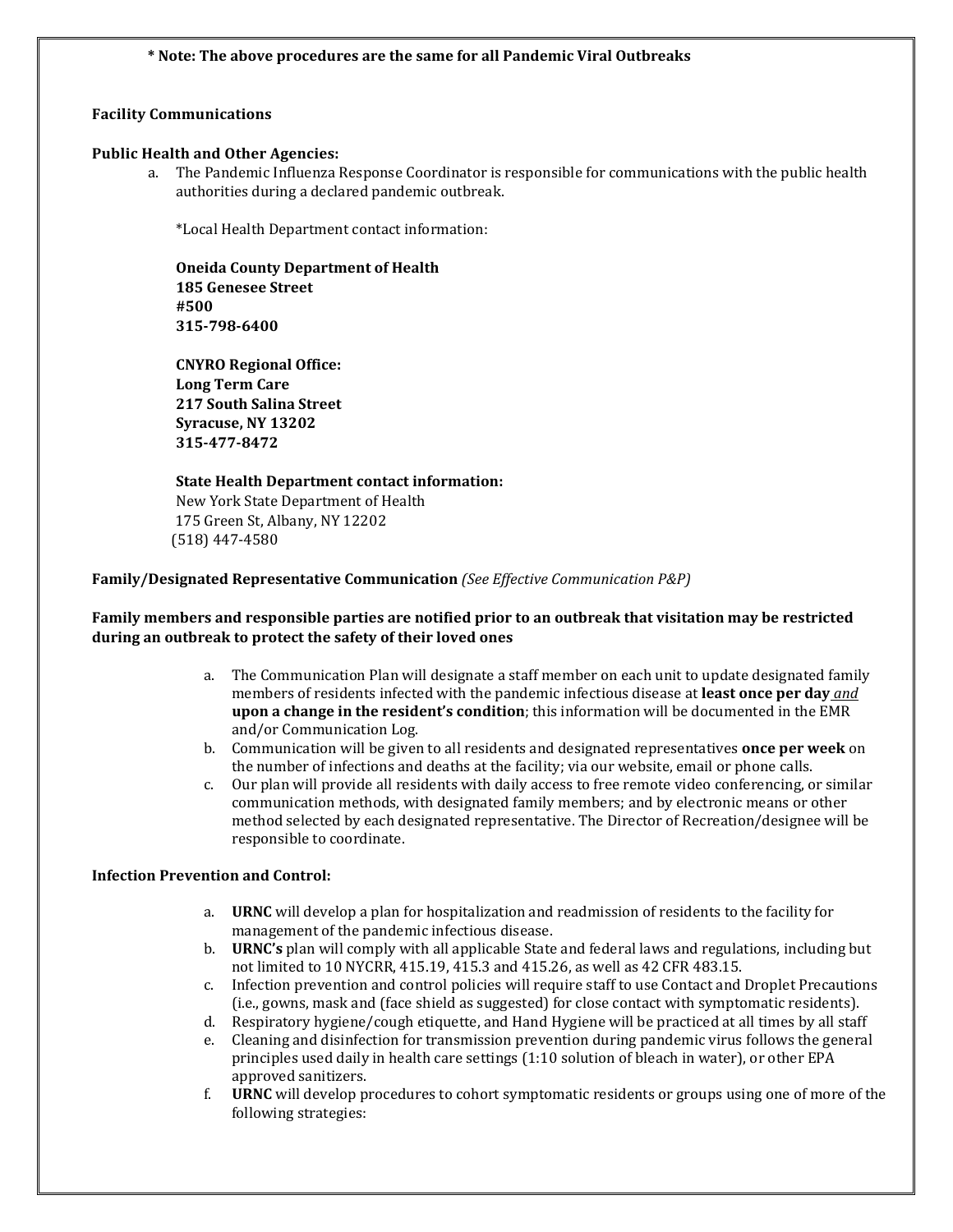**\* Note: The above procedures are the same for all Pandemic Viral Outbreaks**

**Facility Communications**

**Public Health and Other Agencies:**

a. The Pandemic Influenza Response Coordinator is responsible for communications with the public health authorities during a declared pandemic outbreak.

   *Local Health Department contact information:

   **Oneida County Department of Health**
   **185 Genesee Street**
   **#500**
   **315-798-6400**

   **CNYRO Regional Office:**
   **Long Term Care**
   **217 South Salina Street**
   **Syracuse, NY 13202**
   **315-477-8472**

   **State Health Department contact information:**
   New York State Department of Health
   175 Green St, Albany, NY 12202
   (518) 447-4580

**Family/Designated Representative Communication** *(See Effective Communication P&P)*

**Family members and responsible parties are notified prior to an outbreak that visitation may be restricted during an outbreak to protect the safety of their loved ones**

a. The Communication Plan will designate a staff member on each unit to update designated family members of residents infected with the pandemic infectious disease at **least once per day** ***and*** **upon a change in the resident's condition**; this information will be documented in the EMR and/or Communication Log.
b. Communication will be given to all residents and designated representatives **once per week** on the number of infections and deaths at the facility; via our website, email or phone calls.
c. Our plan will provide all residents with daily access to free remote video conferencing, or similar communication methods, with designated family members; and by electronic means or other method selected by each designated representative. The Director of Recreation/designee will be responsible to coordinate.

**Infection Prevention and Control:**

a. **URNC** will develop a plan for hospitalization and readmission of residents to the facility for management of the pandemic infectious disease.
b. **URNC's** plan will comply with all applicable State and federal laws and regulations, including but not limited to 10 NYCRR, 415.19, 415.3 and 415.26, as well as 42 CFR 483.15.
c. Infection prevention and control policies will require staff to use Contact and Droplet Precautions (i.e., gowns, mask and (face shield as suggested) for close contact with symptomatic residents).
d. Respiratory hygiene/cough etiquette, and Hand Hygiene will be practiced at all times by all staff
e. Cleaning and disinfection for transmission prevention during pandemic virus follows the general principles used daily in health care settings (1:10 solution of bleach in water), or other EPA approved sanitizers.
f. **URNC** will develop procedures to cohort symptomatic residents or groups using one of more of the following strategies: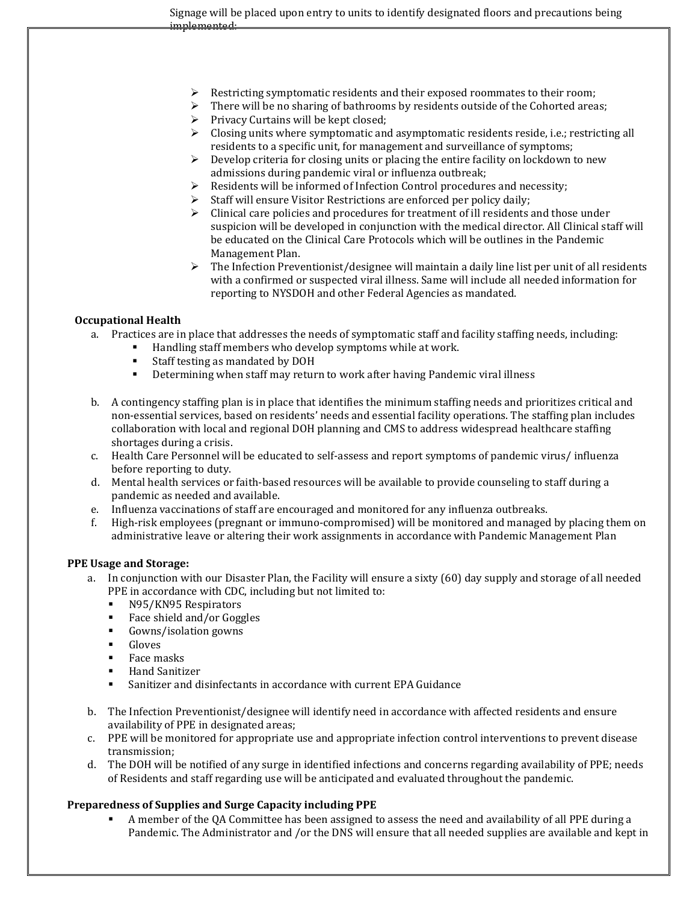Signage will be placed upon entry to units to identify designated floors and precautions being implemented:

- Restricting symptomatic residents and their exposed roommates to their room;
- There will be no sharing of bathrooms by residents outside of the Cohorted areas;
- Privacy Curtains will be kept closed;
- Closing units where symptomatic and asymptomatic residents reside, i.e.; restricting all residents to a specific unit, for management and surveillance of symptoms;
- Develop criteria for closing units or placing the entire facility on lockdown to new admissions during pandemic viral or influenza outbreak;
- Residents will be informed of Infection Control procedures and necessity;
- Staff will ensure Visitor Restrictions are enforced per policy daily;
- Clinical care policies and procedures for treatment of ill residents and those under suspicion will be developed in conjunction with the medical director. All Clinical staff will be educated on the Clinical Care Protocols which will be outlines in the Pandemic Management Plan.
- The Infection Preventionist/designee will maintain a daily line list per unit of all residents with a confirmed or suspected viral illness. Same will include all needed information for reporting to NYSDOH and other Federal Agencies as mandated.

**Occupational Health**

a. Practices are in place that addresses the needs of symptomatic staff and facility staffing needs, including:
   - Handling staff members who develop symptoms while at work.
   - Staff testing as mandated by DOH
   - Determining when staff may return to work after having Pandemic viral illness

b. A contingency staffing plan is in place that identifies the minimum staffing needs and prioritizes critical and non-essential services, based on residents' needs and essential facility operations. The staffing plan includes collaboration with local and regional DOH planning and CMS to address widespread healthcare staffing shortages during a crisis.

c. Health Care Personnel will be educated to self-assess and report symptoms of pandemic virus/ influenza before reporting to duty.

d. Mental health services or faith-based resources will be available to provide counseling to staff during a pandemic as needed and available.

e. Influenza vaccinations of staff are encouraged and monitored for any influenza outbreaks.

f. High-risk employees (pregnant or immuno-compromised) will be monitored and managed by placing them on administrative leave or altering their work assignments in accordance with Pandemic Management Plan

**PPE Usage and Storage:**

a. In conjunction with our Disaster Plan, the Facility will ensure a sixty (60) day supply and storage of all needed PPE in accordance with CDC, including but not limited to:
   - N95/KN95 Respirators
   - Face shield and/or Goggles
   - Gowns/isolation gowns
   - Gloves
   - Face masks
   - Hand Sanitizer
   - Sanitizer and disinfectants in accordance with current EPA Guidance

b. The Infection Preventionist/designee will identify need in accordance with affected residents and ensure availability of PPE in designated areas;

c. PPE will be monitored for appropriate use and appropriate infection control interventions to prevent disease transmission;

d. The DOH will be notified of any surge in identified infections and concerns regarding availability of PPE; needs of Residents and staff regarding use will be anticipated and evaluated throughout the pandemic.

**Preparedness of Supplies and Surge Capacity including PPE**

- A member of the QA Committee has been assigned to assess the need and availability of all PPE during a Pandemic. The Administrator and /or the DNS will ensure that all needed supplies are available and kept in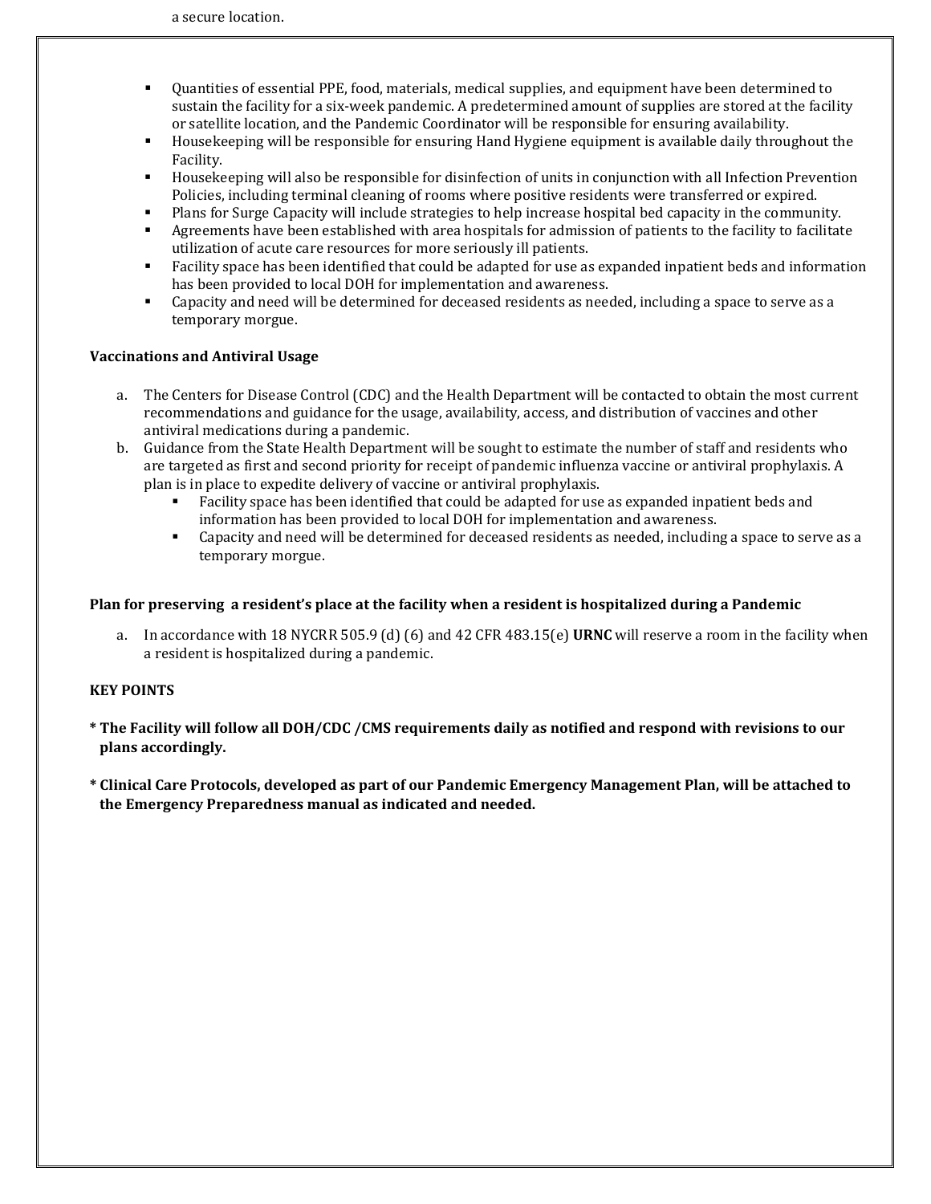a secure location.

- Quantities of essential PPE, food, materials, medical supplies, and equipment have been determined to sustain the facility for a six-week pandemic. A predetermined amount of supplies are stored at the facility or satellite location, and the Pandemic Coordinator will be responsible for ensuring availability.
- Housekeeping will be responsible for ensuring Hand Hygiene equipment is available daily throughout the Facility.
- Housekeeping will also be responsible for disinfection of units in conjunction with all Infection Prevention Policies, including terminal cleaning of rooms where positive residents were transferred or expired.
- Plans for Surge Capacity will include strategies to help increase hospital bed capacity in the community.
- Agreements have been established with area hospitals for admission of patients to the facility to facilitate utilization of acute care resources for more seriously ill patients.
- Facility space has been identified that could be adapted for use as expanded inpatient beds and information has been provided to local DOH for implementation and awareness.
- Capacity and need will be determined for deceased residents as needed, including a space to serve as a temporary morgue.

**Vaccinations and Antiviral Usage**

a. The Centers for Disease Control (CDC) and the Health Department will be contacted to obtain the most current recommendations and guidance for the usage, availability, access, and distribution of vaccines and other antiviral medications during a pandemic.
b. Guidance from the State Health Department will be sought to estimate the number of staff and residents who are targeted as first and second priority for receipt of pandemic influenza vaccine or antiviral prophylaxis. A plan is in place to expedite delivery of vaccine or antiviral prophylaxis.
    - Facility space has been identified that could be adapted for use as expanded inpatient beds and information has been provided to local DOH for implementation and awareness.
    - Capacity and need will be determined for deceased residents as needed, including a space to serve as a temporary morgue.

**Plan for preserving a resident's place at the facility when a resident is hospitalized during a Pandemic**

a. In accordance with 18 NYCRR 505.9 (d) (6) and 42 CFR 483.15(e) **URNC** will reserve a room in the facility when a resident is hospitalized during a pandemic.

**KEY POINTS**

**\* The Facility will follow all DOH/CDC /CMS requirements daily as notified and respond with revisions to our plans accordingly.**

**\* Clinical Care Protocols, developed as part of our Pandemic Emergency Management Plan, will be attached to the Emergency Preparedness manual as indicated and needed.**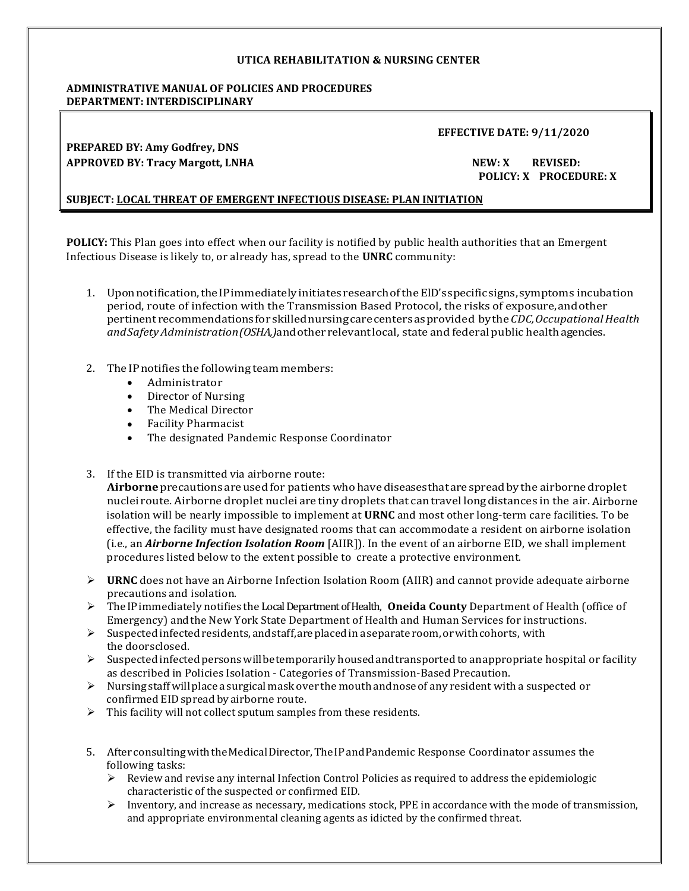**UTICA REHABILITATION & NURSING CENTER**

**ADMINISTRATIVE MANUAL OF POLICIES AND PROCEDURES**
**DEPARTMENT: INTERDISCIPLINARY**

**EFFECTIVE DATE: 9/11/2020**

**PREPARED BY: Amy Godfrey, DNS**
**APPROVED BY: Tracy Margott, LNHA**

**NEW: X REVISED:**
**POLICY: X PROCEDURE: X**

**SUBJECT: LOCAL THREAT OF EMERGENT INFECTIOUS DISEASE: PLAN INITIATION**

**POLICY:** This Plan goes into effect when our facility is notified by public health authorities that an Emergent Infectious Disease is likely to, or already has, spread to the **UNRC** community:

1. Upon notification, the IP immediately initiates research of the EID's specific signs, symptoms incubation period, route of infection with the Transmission Based Protocol, the risks of exposure, and other pertinent recommendations for skilled nursing care centers as provided by the *CDC, Occupational Health and Safety Administration (OSHA,)* and other relevant local, state and federal public health agencies.

2. The IP notifies the following team members:
   - Administrator
   - Director of Nursing
   - The Medical Director
   - Facility Pharmacist
   - The designated Pandemic Response Coordinator

3. If the EID is transmitted via airborne route:
   **Airborne** precautions are used for patients who have diseases that are spread by the airborne droplet nuclei route. Airborne droplet nuclei are tiny droplets that can travel long distances in the air. Airborne isolation will be nearly impossible to implement at **URNC** and most other long-term care facilities. To be effective, the facility must have designated rooms that can accommodate a resident on airborne isolation (i.e., an ***Airborne Infection Isolation Room*** [AIIR]). In the event of an airborne EID, we shall implement procedures listed below to the extent possible to create a protective environment.

- **URNC** does not have an Airborne Infection Isolation Room (AIIR) and cannot provide adequate airborne precautions and isolation.
- The IP immediately notifies the Local Department of Health, **Oneida County** Department of Health (office of Emergency) and the New York State Department of Health and Human Services for instructions.
- Suspected infected residents, and staff, are placed in a separate room, or with cohorts, with the doors closed.
- Suspected infected persons will be temporarily housed and transported to an appropriate hospital or facility as described in Policies Isolation - Categories of Transmission-Based Precaution.
- Nursing staff will place a surgical mask over the mouth and nose of any resident with a suspected or confirmed EID spread by airborne route.
- This facility will not collect sputum samples from these residents.

5. After consulting with the Medical Director, The IP and Pandemic Response Coordinator assumes the following tasks:
   - Review and revise any internal Infection Control Policies as required to address the epidemiologic characteristic of the suspected or confirmed EID.
   - Inventory, and increase as necessary, medications stock, PPE in accordance with the mode of transmission, and appropriate environmental cleaning agents as idicted by the confirmed threat.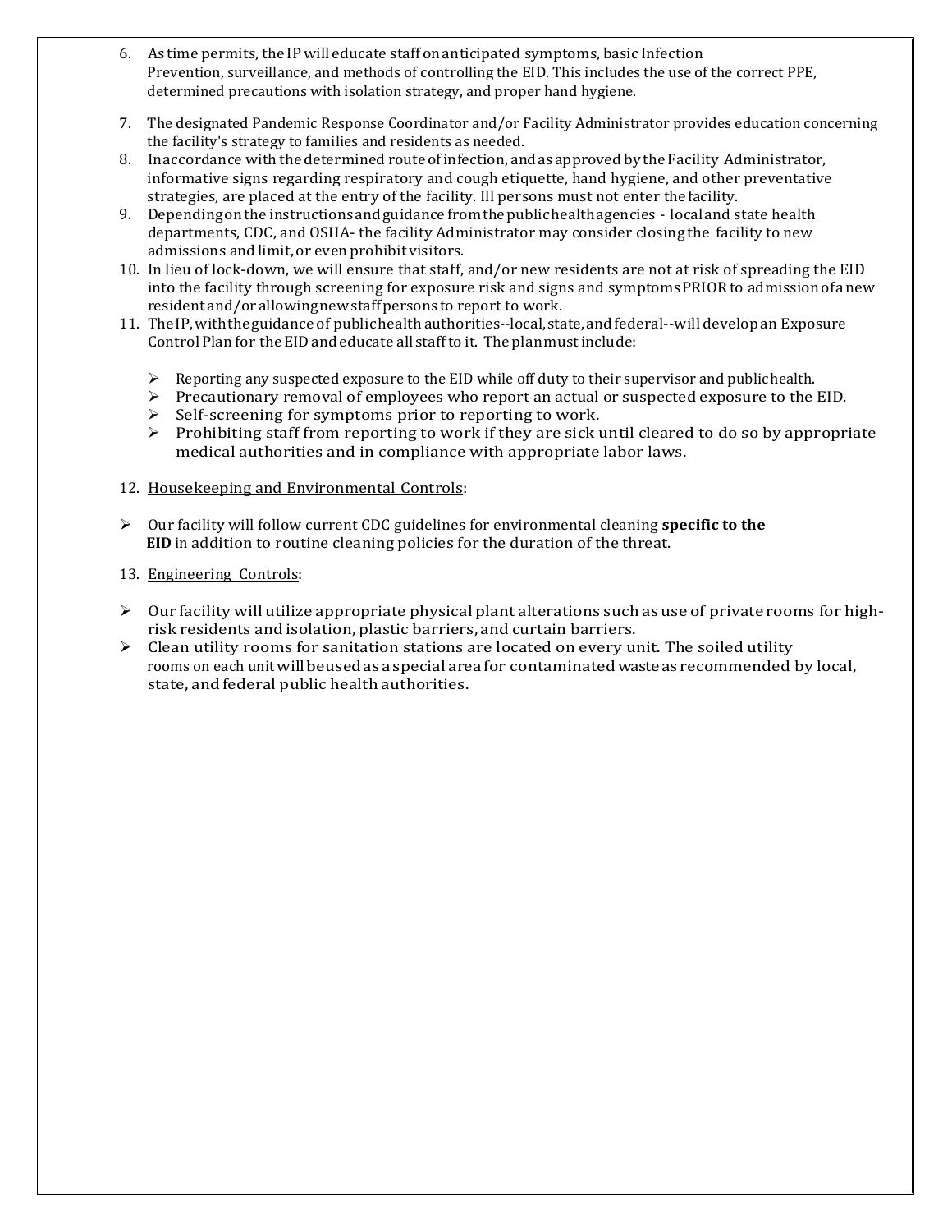6. As time permits, the IP will educate staff on anticipated symptoms, basic Infection Prevention, surveillance, and methods of controlling the EID. This includes the use of the correct PPE, determined precautions with isolation strategy, and proper hand hygiene.
7. The designated Pandemic Response Coordinator and/or Facility Administrator provides education concerning the facility's strategy to families and residents as needed.
8. In accordance with the determined route of infection, and as approved by the Facility Administrator, informative signs regarding respiratory and cough etiquette, hand hygiene, and other preventative strategies, are placed at the entry of the facility. Ill persons must not enter the facility.
9. Depending on the instructions and guidance from the public health agencies - local and state health departments, CDC, and OSHA- the facility Administrator may consider closing the facility to new admissions and limit, or even prohibit visitors.
10. In lieu of lock-down, we will ensure that staff, and/or new residents are not at risk of spreading the EID into the facility through screening for exposure risk and signs and symptoms PRIOR to admission of a new resident and/or allowing new staff persons to report to work.
11. The IP, with the guidance of public health authorities--local, state, and federal--will develop an Exposure Control Plan for the EID and educate all staff to it. The plan must include:
    - Reporting any suspected exposure to the EID while off duty to their supervisor and public health.
    - Precautionary removal of employees who report an actual or suspected exposure to the EID.
    - Self-screening for symptoms prior to reporting to work.
    - Prohibiting staff from reporting to work if they are sick until cleared to do so by appropriate medical authorities and in compliance with appropriate labor laws.
12. <u>Housekeeping and Environmental Controls</u>:

- Our facility will follow current CDC guidelines for environmental cleaning **specific to the EID** in addition to routine cleaning policies for the duration of the threat.

13. <u>Engineering Controls</u>:

- Our facility will utilize appropriate physical plant alterations such as use of private rooms for high-risk residents and isolation, plastic barriers, and curtain barriers.
- Clean utility rooms for sanitation stations are located on every unit. The soiled utility rooms on each unit will be used as a special area for contaminated waste as recommended by local, state, and federal public health authorities.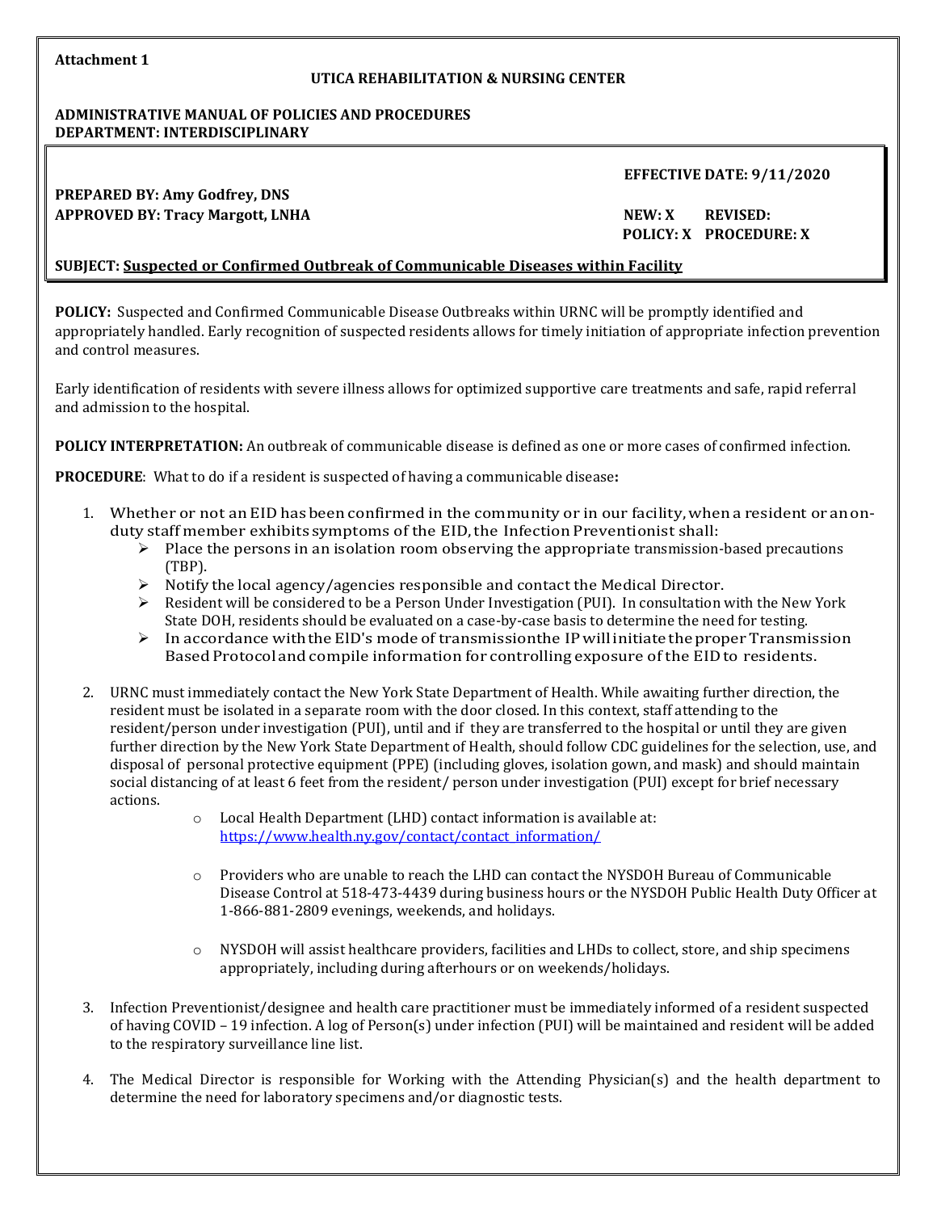**Attachment 1**

**UTICA REHABILITATION & NURSING CENTER**

**ADMINISTRATIVE MANUAL OF POLICIES AND PROCEDURES**
**DEPARTMENT: INTERDISCIPLINARY**

**EFFECTIVE DATE: 9/11/2020**

**PREPARED BY: Amy Godfrey, DNS**
**APPROVED BY: Tracy Margott, LNHA**

**NEW: X REVISED:**
**POLICY: X PROCEDURE: X**

**SUBJECT: Suspected or Confirmed Outbreak of Communicable Diseases within Facility**

**POLICY:** Suspected and Confirmed Communicable Disease Outbreaks within URNC will be promptly identified and appropriately handled. Early recognition of suspected residents allows for timely initiation of appropriate infection prevention and control measures.

Early identification of residents with severe illness allows for optimized supportive care treatments and safe, rapid referral and admission to the hospital.

**POLICY INTERPRETATION:** An outbreak of communicable disease is defined as one or more cases of confirmed infection.

**PROCEDURE**: What to do if a resident is suspected of having a communicable disease**:**

1. Whether or not an EID has been confirmed in the community or in our facility, when a resident or an on-duty staff member exhibits symptoms of the EID, the Infection Preventionist shall:
   - Place the persons in an isolation room observing the appropriate transmission-based precautions (TBP).
   - Notify the local agency/agencies responsible and contact the Medical Director.
   - Resident will be considered to be a Person Under Investigation (PUI). In consultation with the New York State DOH, residents should be evaluated on a case-by-case basis to determine the need for testing.
   - In accordance with the EID's mode of transmissionthe IP will initiate the proper Transmission Based Protocol and compile information for controlling exposure of the EID to residents.

2. URNC must immediately contact the New York State Department of Health. While awaiting further direction, the resident must be isolated in a separate room with the door closed. In this context, staff attending to the resident/person under investigation (PUI), until and if they are transferred to the hospital or until they are given further direction by the New York State Department of Health, should follow CDC guidelines for the selection, use, and disposal of personal protective equipment (PPE) (including gloves, isolation gown, and mask) and should maintain social distancing of at least 6 feet from the resident/ person under investigation (PUI) except for brief necessary actions.
   - Local Health Department (LHD) contact information is available at: https://www.health.ny.gov/contact/contact_information/
   - Providers who are unable to reach the LHD can contact the NYSDOH Bureau of Communicable Disease Control at 518-473-4439 during business hours or the NYSDOH Public Health Duty Officer at 1-866-881-2809 evenings, weekends, and holidays.
   - NYSDOH will assist healthcare providers, facilities and LHDs to collect, store, and ship specimens appropriately, including during afterhours or on weekends/holidays.

3. Infection Preventionist/designee and health care practitioner must be immediately informed of a resident suspected of having COVID – 19 infection. A log of Person(s) under infection (PUI) will be maintained and resident will be added to the respiratory surveillance line list.

4. The Medical Director is responsible for Working with the Attending Physician(s) and the health department to determine the need for laboratory specimens and/or diagnostic tests.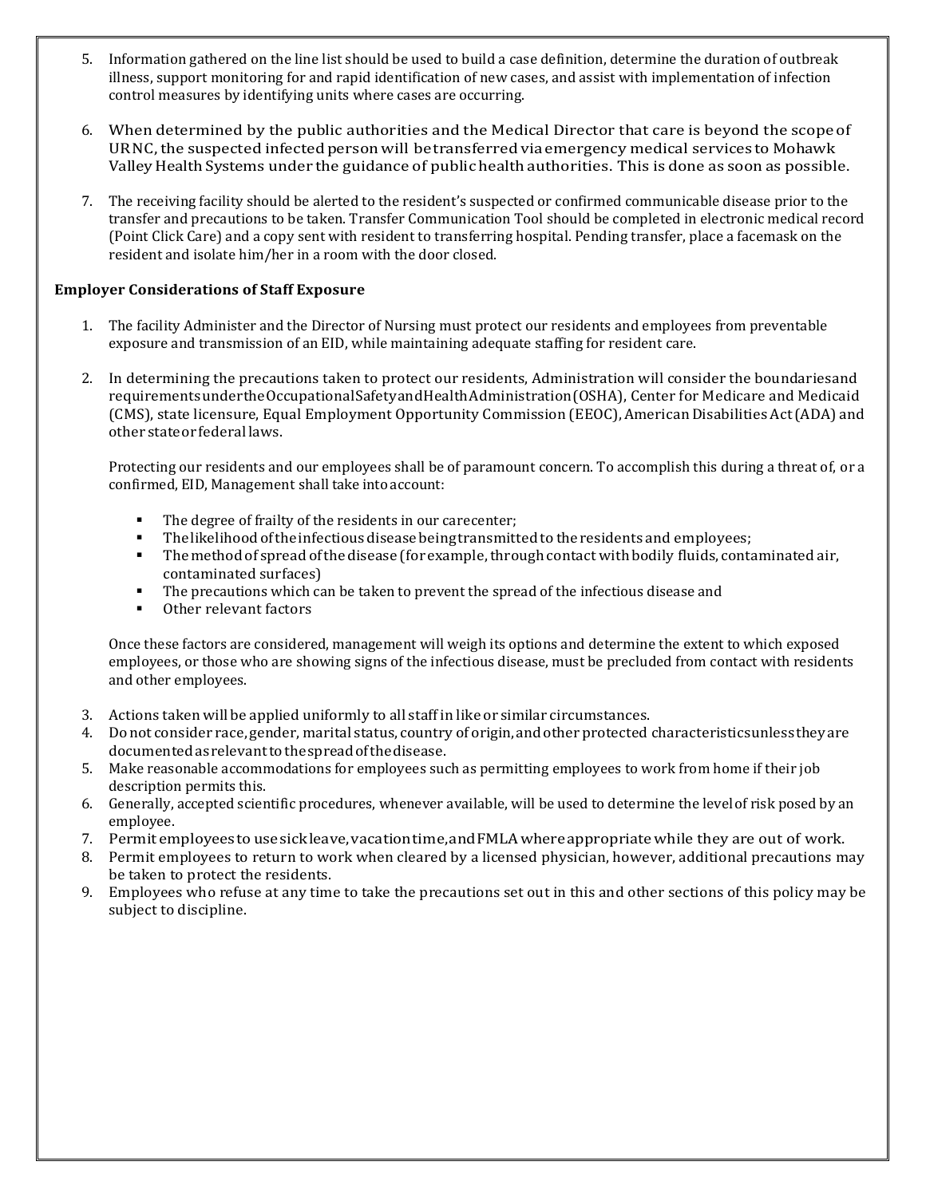5. Information gathered on the line list should be used to build a case definition, determine the duration of outbreak illness, support monitoring for and rapid identification of new cases, and assist with implementation of infection control measures by identifying units where cases are occurring.

6. When determined by the public authorities and the Medical Director that care is beyond the scope of URNC, the suspected infected person will be transferred via emergency medical services to Mohawk Valley Health Systems under the guidance of public health authorities. This is done as soon as possible.

7. The receiving facility should be alerted to the resident's suspected or confirmed communicable disease prior to the transfer and precautions to be taken. Transfer Communication Tool should be completed in electronic medical record (Point Click Care) and a copy sent with resident to transferring hospital. Pending transfer, place a facemask on the resident and isolate him/her in a room with the door closed.

**Employer Considerations of Staff Exposure**

1. The facility Administer and the Director of Nursing must protect our residents and employees from preventable exposure and transmission of an EID, while maintaining adequate staffing for resident care.

2. In determining the precautions taken to protect our residents, Administration will consider the boundaries and requirements under the Occupational Safety and Health Administration (OSHA), Center for Medicare and Medicaid (CMS), state licensure, Equal Employment Opportunity Commission (EEOC), American Disabilities Act (ADA) and other state or federal laws.

   Protecting our residents and our employees shall be of paramount concern. To accomplish this during a threat of, or a confirmed, EID, Management shall take into account:

   - The degree of frailty of the residents in our carecenter;
   - The likelihood of the infectious disease being transmitted to the residents and employees;
   - The method of spread of the disease (for example, through contact with bodily fluids, contaminated air, contaminated surfaces)
   - The precautions which can be taken to prevent the spread of the infectious disease and
   - Other relevant factors

   Once these factors are considered, management will weigh its options and determine the extent to which exposed employees, or those who are showing signs of the infectious disease, must be precluded from contact with residents and other employees.

3. Actions taken will be applied uniformly to all staff in like or similar circumstances.
4. Do not consider race, gender, marital status, country of origin, and other protected characteristics unless they are documented as relevant to the spread of the disease.
5. Make reasonable accommodations for employees such as permitting employees to work from home if their job description permits this.
6. Generally, accepted scientific procedures, whenever available, will be used to determine the level of risk posed by an employee.
7. Permit employees to use sick leave, vacation time, and FMLA where appropriate while they are out of work.
8. Permit employees to return to work when cleared by a licensed physician, however, additional precautions may be taken to protect the residents.
9. Employees who refuse at any time to take the precautions set out in this and other sections of this policy may be subject to discipline.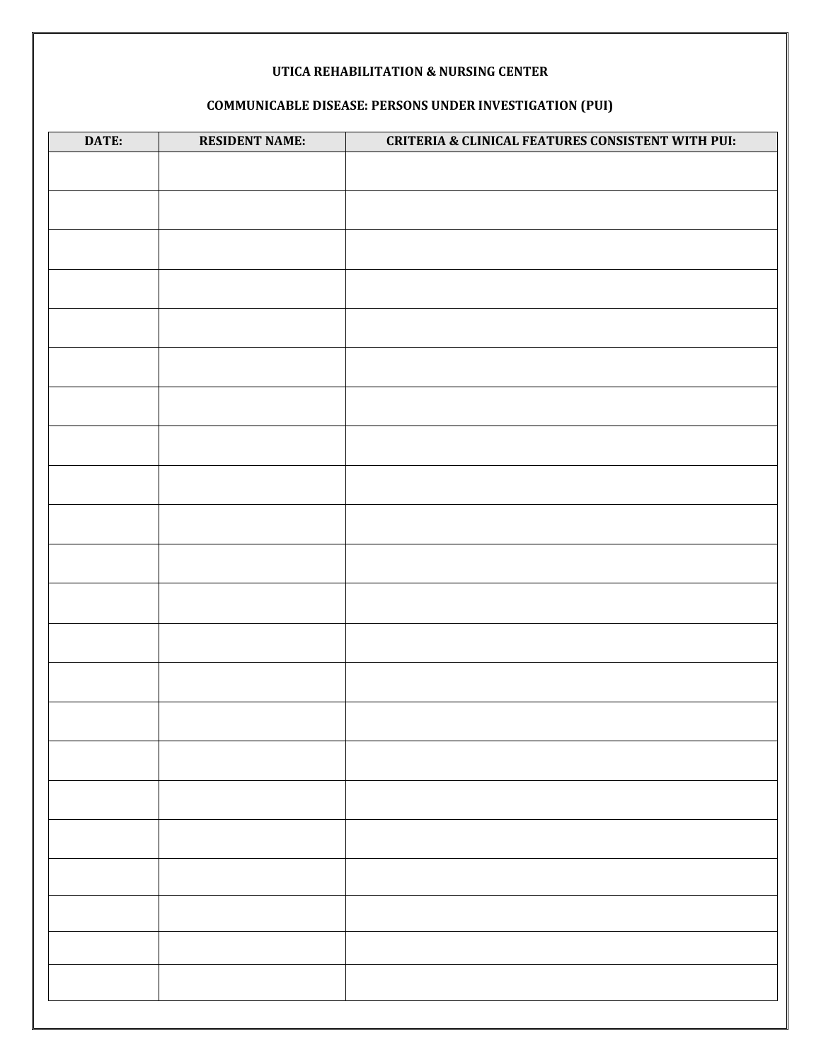**UTICA REHABILITATION & NURSING CENTER**

**COMMUNICABLE DISEASE: PERSONS UNDER INVESTIGATION (PUI)**

| DATE: | RESIDENT NAME: | CRITERIA & CLINICAL FEATURES CONSISTENT WITH PUI: |
|---|---|---|
| | | |
| | | |
| | | |
| | | |
| | | |
| | | |
| | | |
| | | |
| | | |
| | | |
| | | |
| | | |
| | | |
| | | |
| | | |
| | | |
| | | |
| | | |
| | | |
| | | |
| | | |
| | | |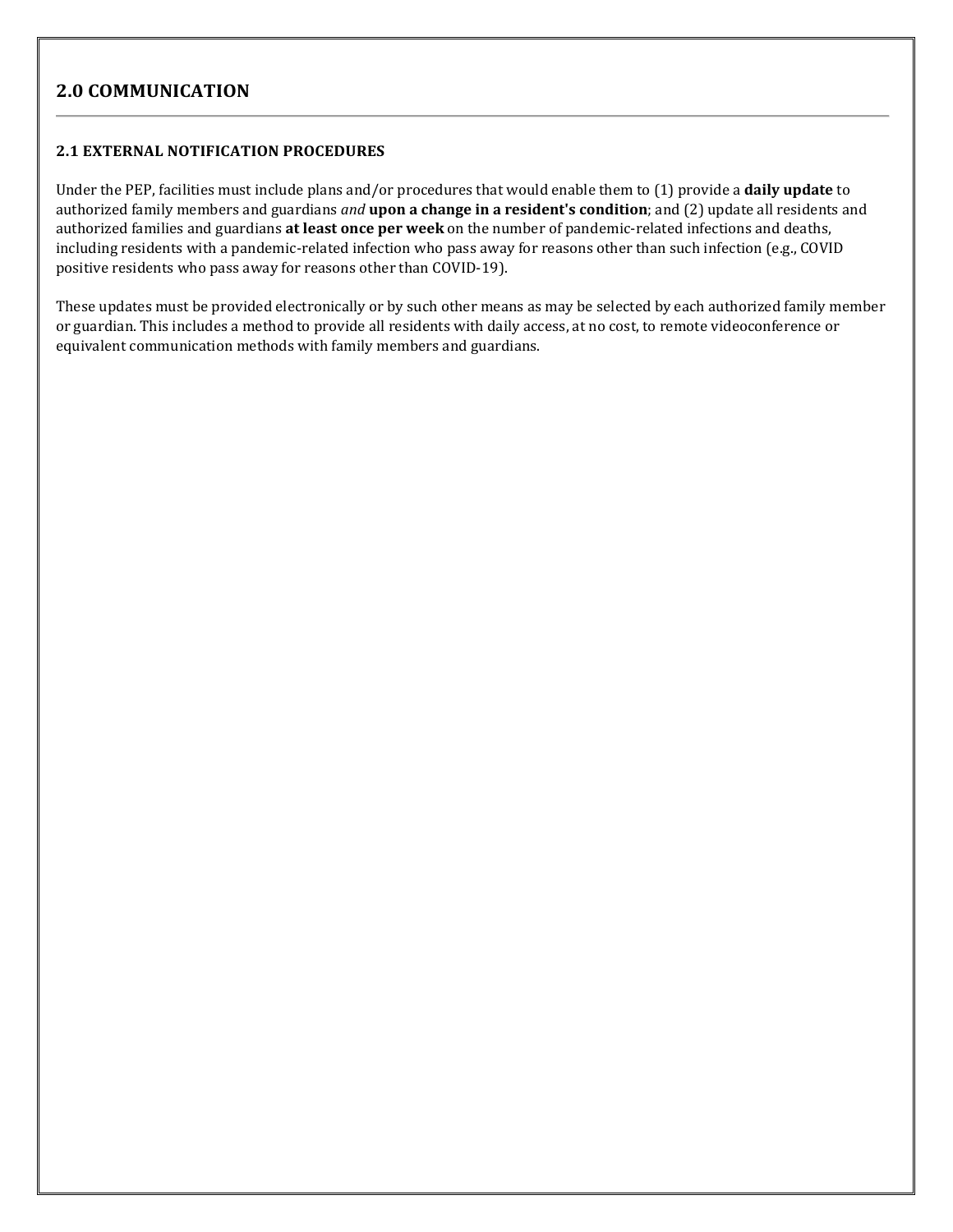## 2.0 COMMUNICATION

### 2.1 EXTERNAL NOTIFICATION PROCEDURES

Under the PEP, facilities must include plans and/or procedures that would enable them to (1) provide a **daily update** to authorized family members and guardians *and* **upon a change in a resident's condition**; and (2) update all residents and authorized families and guardians **at least once per week** on the number of pandemic-related infections and deaths, including residents with a pandemic-related infection who pass away for reasons other than such infection (e.g., COVID positive residents who pass away for reasons other than COVID-19).

These updates must be provided electronically or by such other means as may be selected by each authorized family member or guardian. This includes a method to provide all residents with daily access, at no cost, to remote videoconference or equivalent communication methods with family members and guardians.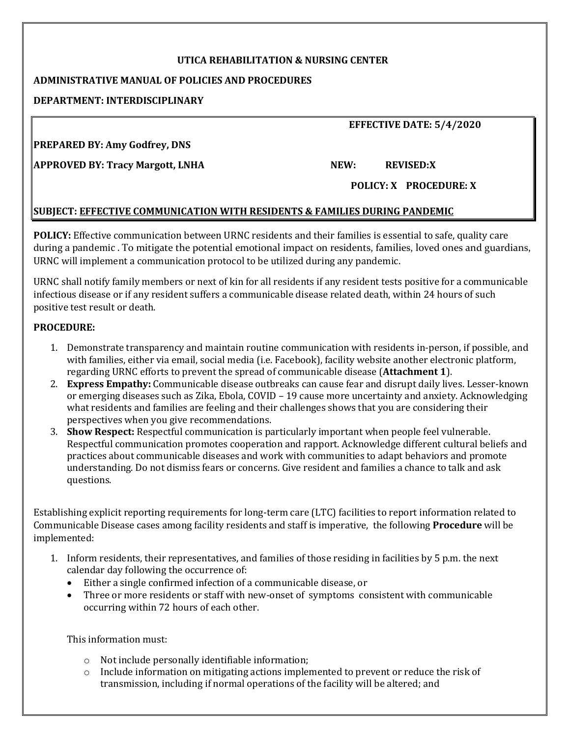**UTICA REHABILITATION & NURSING CENTER**

**ADMINISTRATIVE MANUAL OF POLICIES AND PROCEDURES**

**DEPARTMENT: INTERDISCIPLINARY**

**EFFECTIVE DATE: 5/4/2020**

**PREPARED BY: Amy Godfrey, DNS**

**APPROVED BY: Tracy Margott, LNHA** **NEW:** **REVISED:X**

**POLICY: X PROCEDURE: X**

**SUBJECT: EFFECTIVE COMMUNICATION WITH RESIDENTS & FAMILIES DURING PANDEMIC**

**POLICY:** Effective communication between URNC residents and their families is essential to safe, quality care during a pandemic . To mitigate the potential emotional impact on residents, families, loved ones and guardians, URNC will implement a communication protocol to be utilized during any pandemic.

URNC shall notify family members or next of kin for all residents if any resident tests positive for a communicable infectious disease or if any resident suffers a communicable disease related death, within 24 hours of such positive test result or death.

**PROCEDURE:**

1. Demonstrate transparency and maintain routine communication with residents in-person, if possible, and with families, either via email, social media (i.e. Facebook), facility website another electronic platform, regarding URNC efforts to prevent the spread of communicable disease (**Attachment 1**).
2. **Express Empathy:** Communicable disease outbreaks can cause fear and disrupt daily lives. Lesser-known or emerging diseases such as Zika, Ebola, COVID – 19 cause more uncertainty and anxiety. Acknowledging what residents and families are feeling and their challenges shows that you are considering their perspectives when you give recommendations.
3. **Show Respect:** Respectful communication is particularly important when people feel vulnerable. Respectful communication promotes cooperation and rapport. Acknowledge different cultural beliefs and practices about communicable diseases and work with communities to adapt behaviors and promote understanding. Do not dismiss fears or concerns. Give resident and families a chance to talk and ask questions.

Establishing explicit reporting requirements for long-term care (LTC) facilities to report information related to Communicable Disease cases among facility residents and staff is imperative, the following **Procedure** will be implemented:

1. Inform residents, their representatives, and families of those residing in facilities by 5 p.m. the next calendar day following the occurrence of:
   - Either a single confirmed infection of a communicable disease, or
   - Three or more residents or staff with new-onset of symptoms consistent with communicable occurring within 72 hours of each other.

   This information must:

   - Not include personally identifiable information;
   - Include information on mitigating actions implemented to prevent or reduce the risk of transmission, including if normal operations of the facility will be altered; and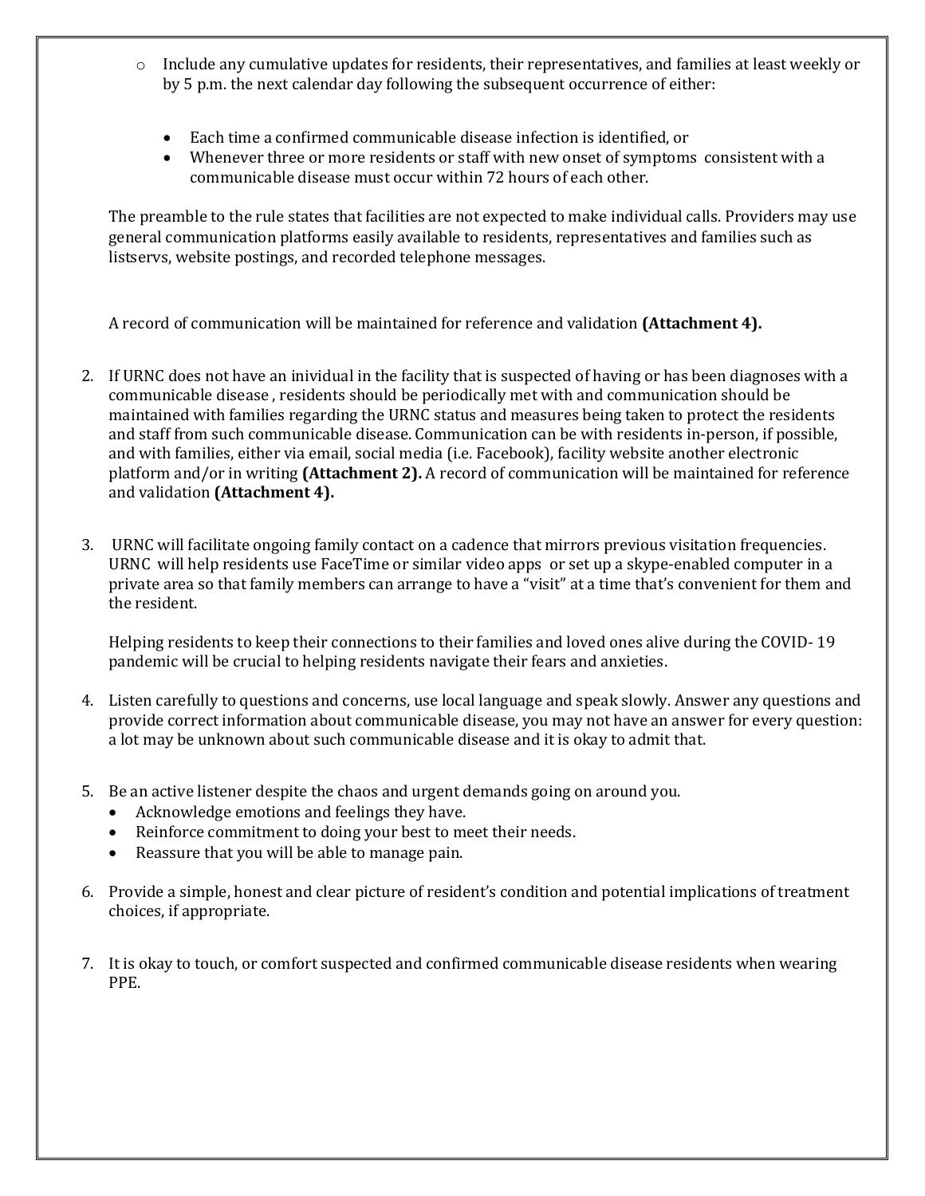- Include any cumulative updates for residents, their representatives, and families at least weekly or by 5 p.m. the next calendar day following the subsequent occurrence of either:

  - Each time a confirmed communicable disease infection is identified, or
  - Whenever three or more residents or staff with new onset of symptoms consistent with a communicable disease must occur within 72 hours of each other.

The preamble to the rule states that facilities are not expected to make individual calls. Providers may use general communication platforms easily available to residents, representatives and families such as listservs, website postings, and recorded telephone messages.

A record of communication will be maintained for reference and validation **(Attachment 4).**

2. If URNC does not have an inividual in the facility that is suspected of having or has been diagnoses with a communicable disease , residents should be periodically met with and communication should be maintained with families regarding the URNC status and measures being taken to protect the residents and staff from such communicable disease. Communication can be with residents in-person, if possible, and with families, either via email, social media (i.e. Facebook), facility website another electronic platform and/or in writing **(Attachment 2).** A record of communication will be maintained for reference and validation **(Attachment 4).**

3. URNC will facilitate ongoing family contact on a cadence that mirrors previous visitation frequencies. URNC will help residents use FaceTime or similar video apps or set up a skype-enabled computer in a private area so that family members can arrange to have a "visit" at a time that's convenient for them and the resident.

   Helping residents to keep their connections to their families and loved ones alive during the COVID- 19 pandemic will be crucial to helping residents navigate their fears and anxieties.

4. Listen carefully to questions and concerns, use local language and speak slowly. Answer any questions and provide correct information about communicable disease, you may not have an answer for every question: a lot may be unknown about such communicable disease and it is okay to admit that.

5. Be an active listener despite the chaos and urgent demands going on around you.
   - Acknowledge emotions and feelings they have.
   - Reinforce commitment to doing your best to meet their needs.
   - Reassure that you will be able to manage pain.

6. Provide a simple, honest and clear picture of resident's condition and potential implications of treatment choices, if appropriate.

7. It is okay to touch, or comfort suspected and confirmed communicable disease residents when wearing PPE.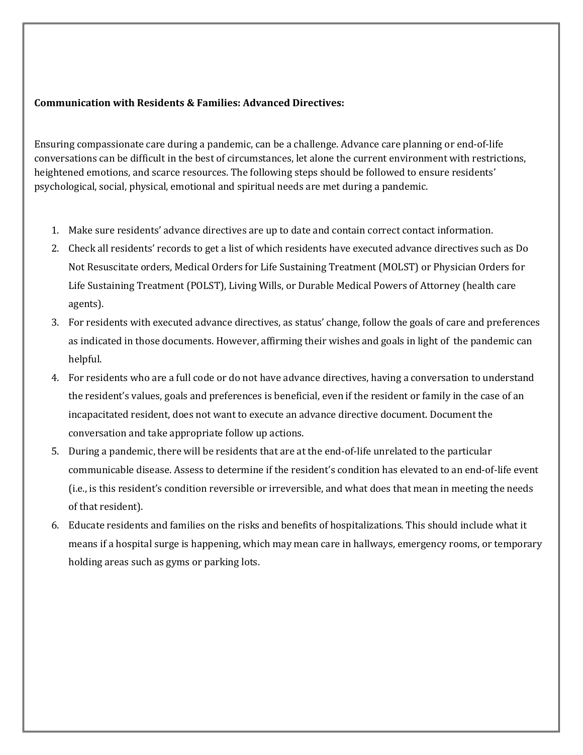**Communication with Residents & Families: Advanced Directives:**

Ensuring compassionate care during a pandemic, can be a challenge. Advance care planning or end-of-life conversations can be difficult in the best of circumstances, let alone the current environment with restrictions, heightened emotions, and scarce resources. The following steps should be followed to ensure residents' psychological, social, physical, emotional and spiritual needs are met during a pandemic.

1. Make sure residents' advance directives are up to date and contain correct contact information.
2. Check all residents' records to get a list of which residents have executed advance directives such as Do Not Resuscitate orders, Medical Orders for Life Sustaining Treatment (MOLST) or Physician Orders for Life Sustaining Treatment (POLST), Living Wills, or Durable Medical Powers of Attorney (health care agents).
3. For residents with executed advance directives, as status' change, follow the goals of care and preferences as indicated in those documents. However, affirming their wishes and goals in light of the pandemic can helpful.
4. For residents who are a full code or do not have advance directives, having a conversation to understand the resident's values, goals and preferences is beneficial, even if the resident or family in the case of an incapacitated resident, does not want to execute an advance directive document. Document the conversation and take appropriate follow up actions.
5. During a pandemic, there will be residents that are at the end-of-life unrelated to the particular communicable disease. Assess to determine if the resident's condition has elevated to an end-of-life event (i.e., is this resident's condition reversible or irreversible, and what does that mean in meeting the needs of that resident).
6. Educate residents and families on the risks and benefits of hospitalizations. This should include what it means if a hospital surge is happening, which may mean care in hallways, emergency rooms, or temporary holding areas such as gyms or parking lots.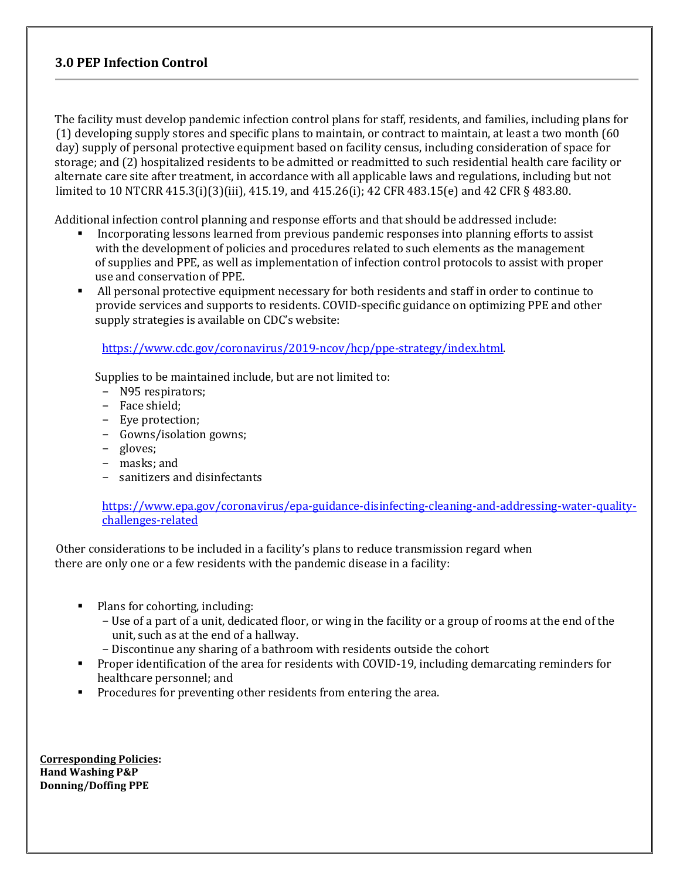### 3.0 PEP Infection Control

The facility must develop pandemic infection control plans for staff, residents, and families, including plans for (1) developing supply stores and specific plans to maintain, or contract to maintain, at least a two month (60 day) supply of personal protective equipment based on facility census, including consideration of space for storage; and (2) hospitalized residents to be admitted or readmitted to such residential health care facility or alternate care site after treatment, in accordance with all applicable laws and regulations, including but not limited to 10 NTCRR 415.3(i)(3)(iii), 415.19, and 415.26(i); 42 CFR 483.15(e) and 42 CFR § 483.80.

Additional infection control planning and response efforts and that should be addressed include:

- Incorporating lessons learned from previous pandemic responses into planning efforts to assist with the development of policies and procedures related to such elements as the management of supplies and PPE, as well as implementation of infection control protocols to assist with proper use and conservation of PPE.
- All personal protective equipment necessary for both residents and staff in order to continue to provide services and supports to residents. COVID-specific guidance on optimizing PPE and other supply strategies is available on CDC's website:

  https://www.cdc.gov/coronavirus/2019-ncov/hcp/ppe-strategy/index.html.

  Supplies to be maintained include, but are not limited to:
  - N95 respirators;
  - Face shield;
  - Eye protection;
  - Gowns/isolation gowns;
  - gloves;
  - masks; and
  - sanitizers and disinfectants

  https://www.epa.gov/coronavirus/epa-guidance-disinfecting-cleaning-and-addressing-water-quality-challenges-related

Other considerations to be included in a facility's plans to reduce transmission regard when there are only one or a few residents with the pandemic disease in a facility:

- Plans for cohorting, including:
  - Use of a part of a unit, dedicated floor, or wing in the facility or a group of rooms at the end of the unit, such as at the end of a hallway.
  - Discontinue any sharing of a bathroom with residents outside the cohort
- Proper identification of the area for residents with COVID-19, including demarcating reminders for healthcare personnel; and
- Procedures for preventing other residents from entering the area.

**Corresponding Policies:**
**Hand Washing P&P**
**Donning/Doffing PPE**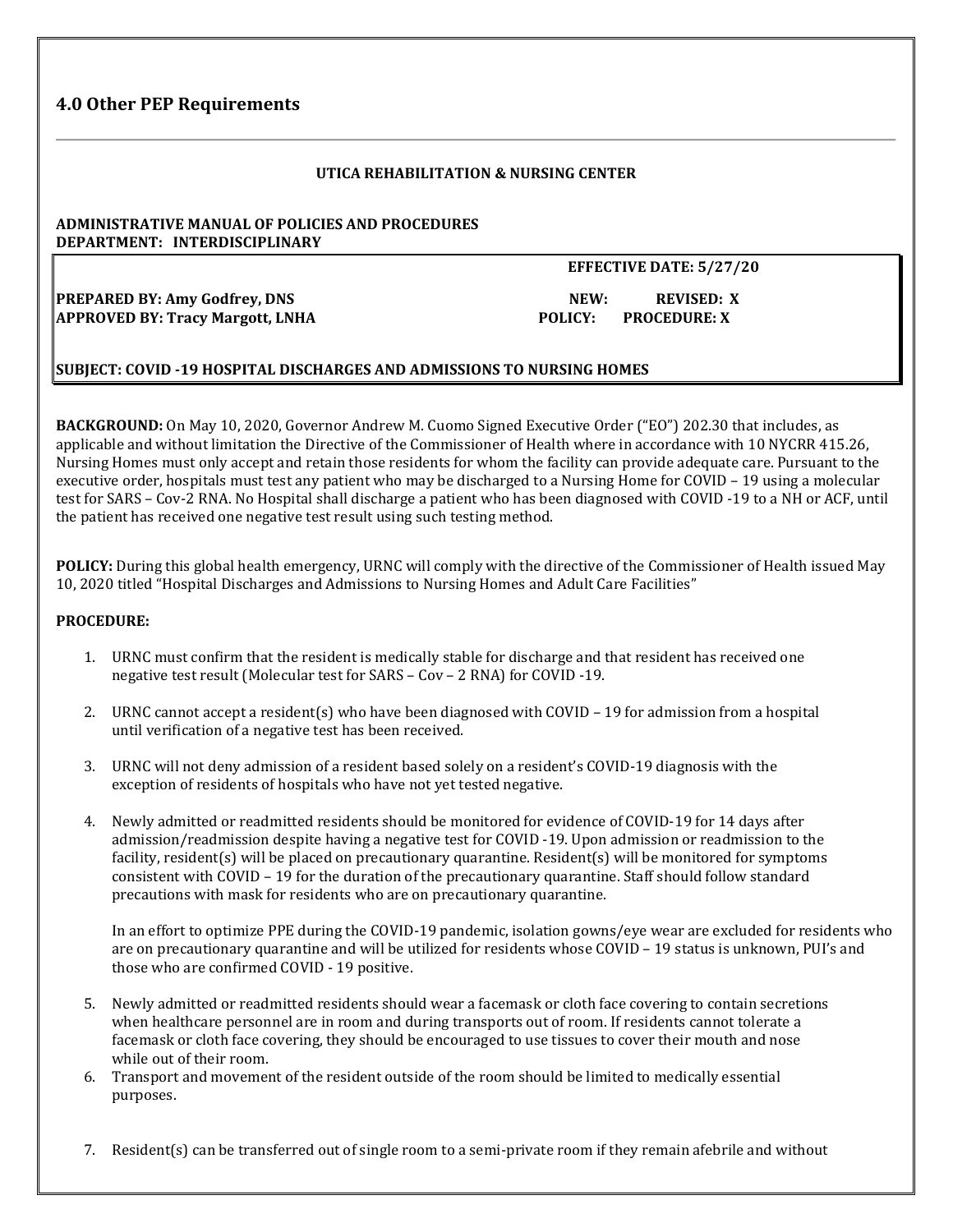## 4.0 Other PEP Requirements

**UTICA REHABILITATION & NURSING CENTER**

**ADMINISTRATIVE MANUAL OF POLICIES AND PROCEDURES**
**DEPARTMENT: INTERDISCIPLINARY**

| | **EFFECTIVE DATE: 5/27/20** |
|---|---|
| **PREPARED BY: Amy Godfrey, DNS** | **NEW: REVISED: X** |
| **APPROVED BY: Tracy Margott, LNHA** | **POLICY: PROCEDURE: X** |

**SUBJECT: COVID -19 HOSPITAL DISCHARGES AND ADMISSIONS TO NURSING HOMES**

**BACKGROUND:** On May 10, 2020, Governor Andrew M. Cuomo Signed Executive Order ("EO") 202.30 that includes, as applicable and without limitation the Directive of the Commissioner of Health where in accordance with 10 NYCRR 415.26, Nursing Homes must only accept and retain those residents for whom the facility can provide adequate care. Pursuant to the executive order, hospitals must test any patient who may be discharged to a Nursing Home for COVID – 19 using a molecular test for SARS – Cov-2 RNA. No Hospital shall discharge a patient who has been diagnosed with COVID -19 to a NH or ACF, until the patient has received one negative test result using such testing method.

**POLICY:** During this global health emergency, URNC will comply with the directive of the Commissioner of Health issued May 10, 2020 titled "Hospital Discharges and Admissions to Nursing Homes and Adult Care Facilities"

**PROCEDURE:**

1. URNC must confirm that the resident is medically stable for discharge and that resident has received one negative test result (Molecular test for SARS – Cov – 2 RNA) for COVID -19.

2. URNC cannot accept a resident(s) who have been diagnosed with COVID – 19 for admission from a hospital until verification of a negative test has been received.

3. URNC will not deny admission of a resident based solely on a resident's COVID-19 diagnosis with the exception of residents of hospitals who have not yet tested negative.

4. Newly admitted or readmitted residents should be monitored for evidence of COVID-19 for 14 days after admission/readmission despite having a negative test for COVID -19. Upon admission or readmission to the facility, resident(s) will be placed on precautionary quarantine. Resident(s) will be monitored for symptoms consistent with COVID – 19 for the duration of the precautionary quarantine. Staff should follow standard precautions with mask for residents who are on precautionary quarantine.

   In an effort to optimize PPE during the COVID-19 pandemic, isolation gowns/eye wear are excluded for residents who are on precautionary quarantine and will be utilized for residents whose COVID – 19 status is unknown, PUI's and those who are confirmed COVID - 19 positive.

5. Newly admitted or readmitted residents should wear a facemask or cloth face covering to contain secretions when healthcare personnel are in room and during transports out of room. If residents cannot tolerate a facemask or cloth face covering, they should be encouraged to use tissues to cover their mouth and nose while out of their room.
6. Transport and movement of the resident outside of the room should be limited to medically essential purposes.

7. Resident(s) can be transferred out of single room to a semi-private room if they remain afebrile and without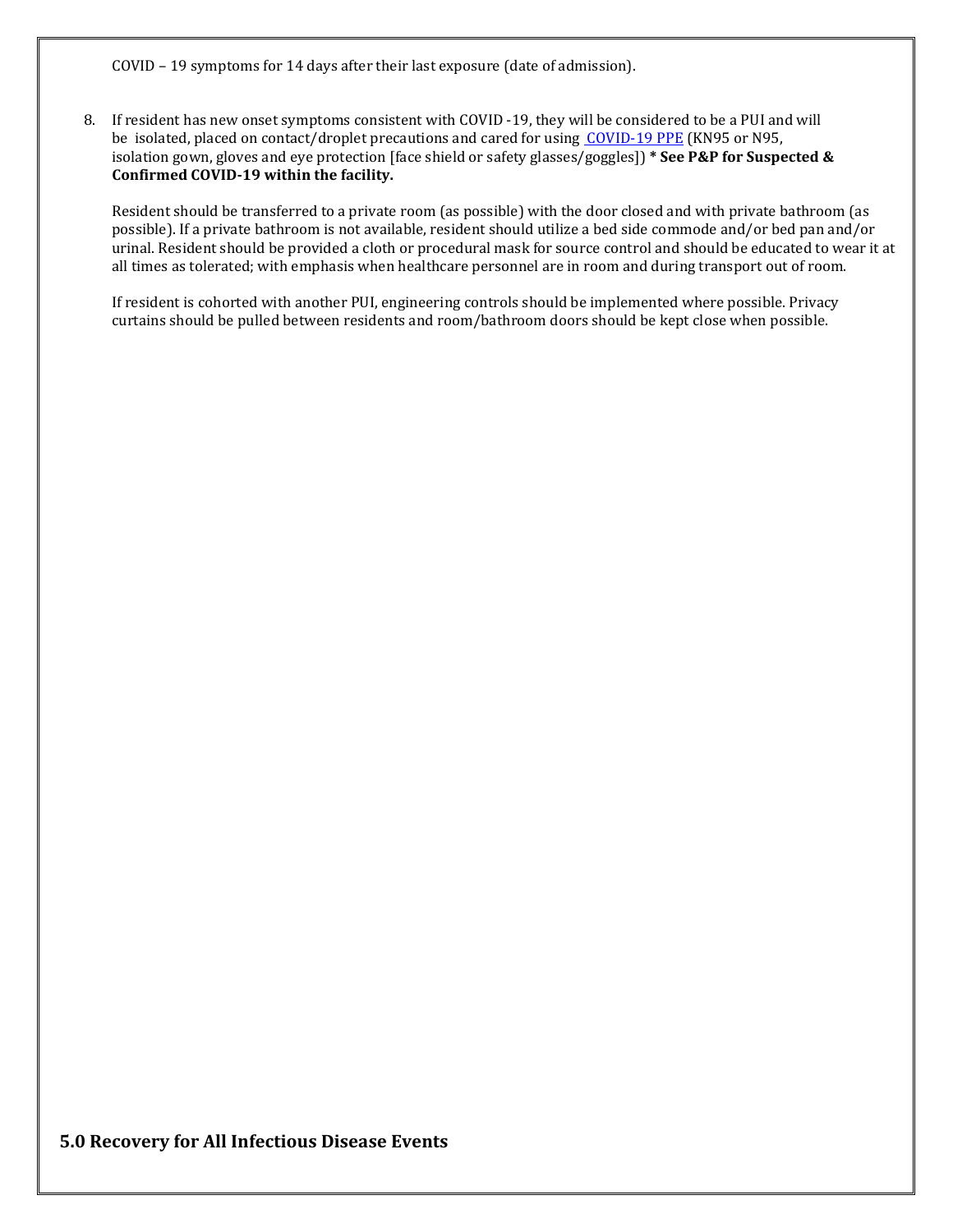COVID – 19 symptoms for 14 days after their last exposure (date of admission).

8. If resident has new onset symptoms consistent with COVID -19, they will be considered to be a PUI and will be isolated, placed on contact/droplet precautions and cared for using COVID-19 PPE (KN95 or N95, isolation gown, gloves and eye protection [face shield or safety glasses/goggles]) **\* See P&P for Suspected & Confirmed COVID-19 within the facility.**

   Resident should be transferred to a private room (as possible) with the door closed and with private bathroom (as possible). If a private bathroom is not available, resident should utilize a bed side commode and/or bed pan and/or urinal. Resident should be provided a cloth or procedural mask for source control and should be educated to wear it at all times as tolerated; with emphasis when healthcare personnel are in room and during transport out of room.

   If resident is cohorted with another PUI, engineering controls should be implemented where possible. Privacy curtains should be pulled between residents and room/bathroom doors should be kept close when possible.

## 5.0 Recovery for All Infectious Disease Events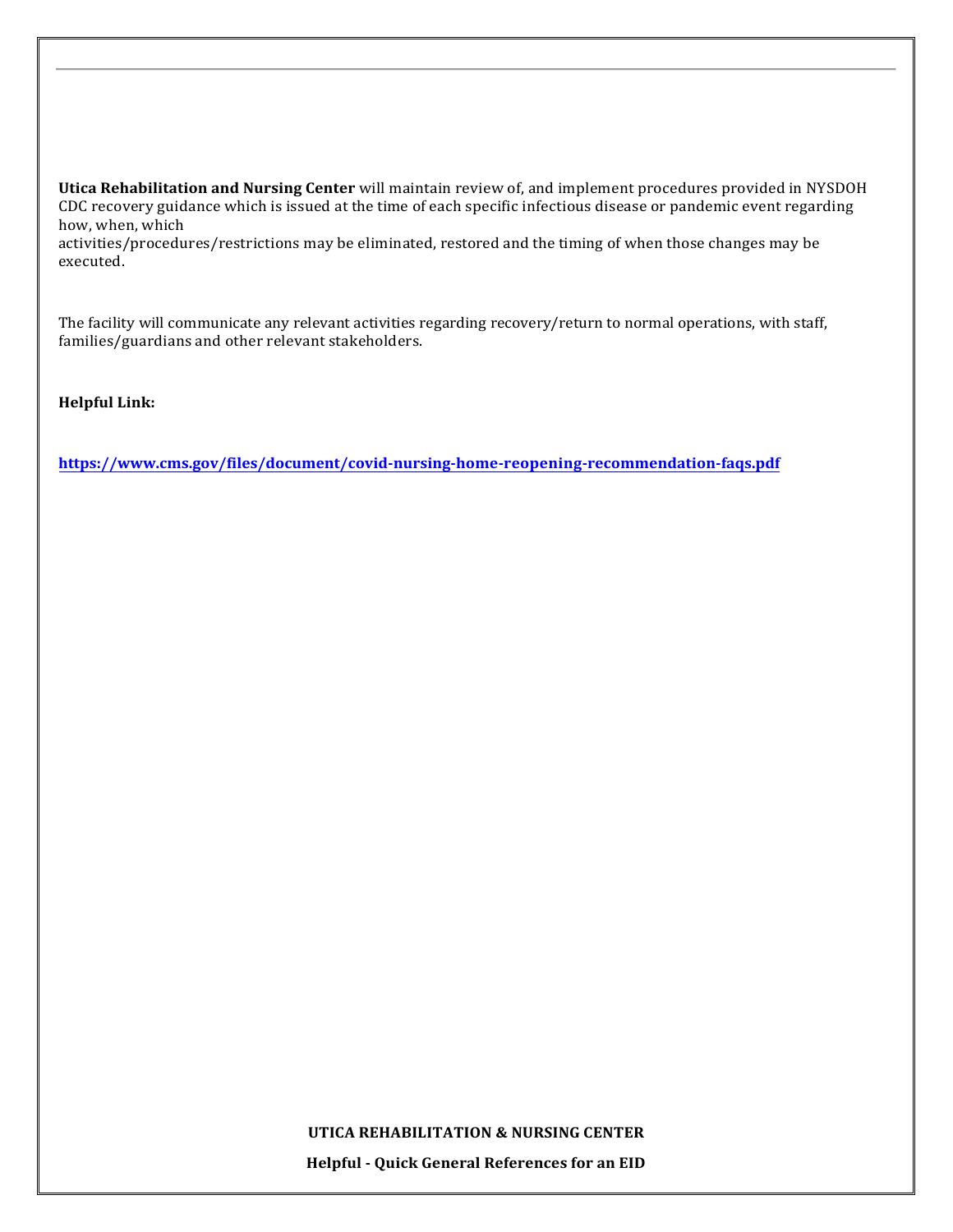**Utica Rehabilitation and Nursing Center** will maintain review of, and implement procedures provided in NYSDOH CDC recovery guidance which is issued at the time of each specific infectious disease or pandemic event regarding how, when, which activities/procedures/restrictions may be eliminated, restored and the timing of when those changes may be executed.

The facility will communicate any relevant activities regarding recovery/return to normal operations, with staff, families/guardians and other relevant stakeholders.

**Helpful Link:**

**https://www.cms.gov/files/document/covid-nursing-home-reopening-recommendation-faqs.pdf**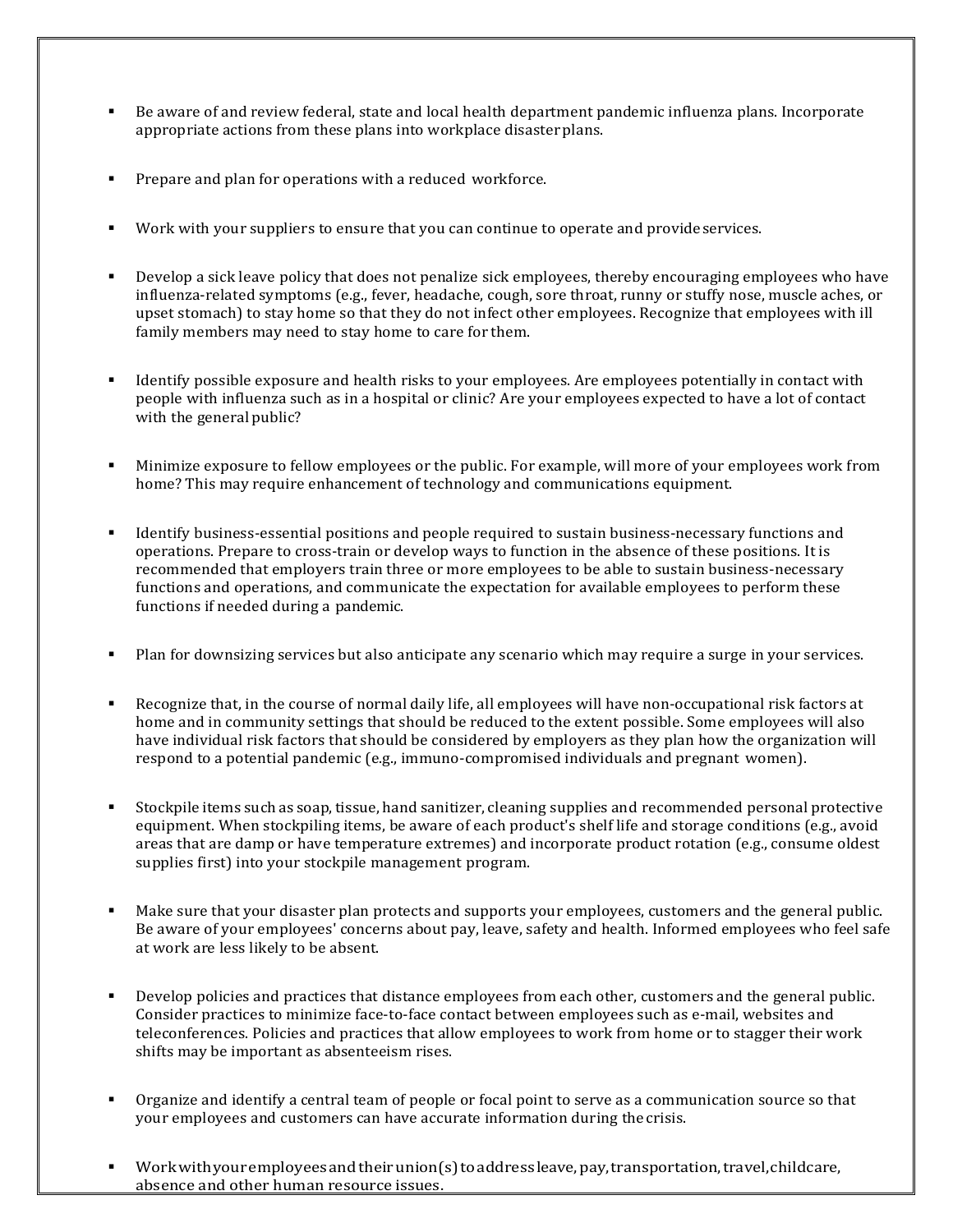- Be aware of and review federal, state and local health department pandemic influenza plans. Incorporate appropriate actions from these plans into workplace disaster plans.

- Prepare and plan for operations with a reduced workforce.

- Work with your suppliers to ensure that you can continue to operate and provide services.

- Develop a sick leave policy that does not penalize sick employees, thereby encouraging employees who have influenza-related symptoms (e.g., fever, headache, cough, sore throat, runny or stuffy nose, muscle aches, or upset stomach) to stay home so that they do not infect other employees. Recognize that employees with ill family members may need to stay home to care for them.

- Identify possible exposure and health risks to your employees. Are employees potentially in contact with people with influenza such as in a hospital or clinic? Are your employees expected to have a lot of contact with the general public?

- Minimize exposure to fellow employees or the public. For example, will more of your employees work from home? This may require enhancement of technology and communications equipment.

- Identify business-essential positions and people required to sustain business-necessary functions and operations. Prepare to cross-train or develop ways to function in the absence of these positions. It is recommended that employers train three or more employees to be able to sustain business-necessary functions and operations, and communicate the expectation for available employees to perform these functions if needed during a pandemic.

- Plan for downsizing services but also anticipate any scenario which may require a surge in your services.

- Recognize that, in the course of normal daily life, all employees will have non-occupational risk factors at home and in community settings that should be reduced to the extent possible. Some employees will also have individual risk factors that should be considered by employers as they plan how the organization will respond to a potential pandemic (e.g., immuno-compromised individuals and pregnant women).

- Stockpile items such as soap, tissue, hand sanitizer, cleaning supplies and recommended personal protective equipment. When stockpiling items, be aware of each product's shelf life and storage conditions (e.g., avoid areas that are damp or have temperature extremes) and incorporate product rotation (e.g., consume oldest supplies first) into your stockpile management program.

- Make sure that your disaster plan protects and supports your employees, customers and the general public. Be aware of your employees' concerns about pay, leave, safety and health. Informed employees who feel safe at work are less likely to be absent.

- Develop policies and practices that distance employees from each other, customers and the general public. Consider practices to minimize face-to-face contact between employees such as e-mail, websites and teleconferences. Policies and practices that allow employees to work from home or to stagger their work shifts may be important as absenteeism rises.

- Organize and identify a central team of people or focal point to serve as a communication source so that your employees and customers can have accurate information during the crisis.

- Work with your employees and their union(s) to address leave, pay, transportation, travel, childcare, absence and other human resource issues.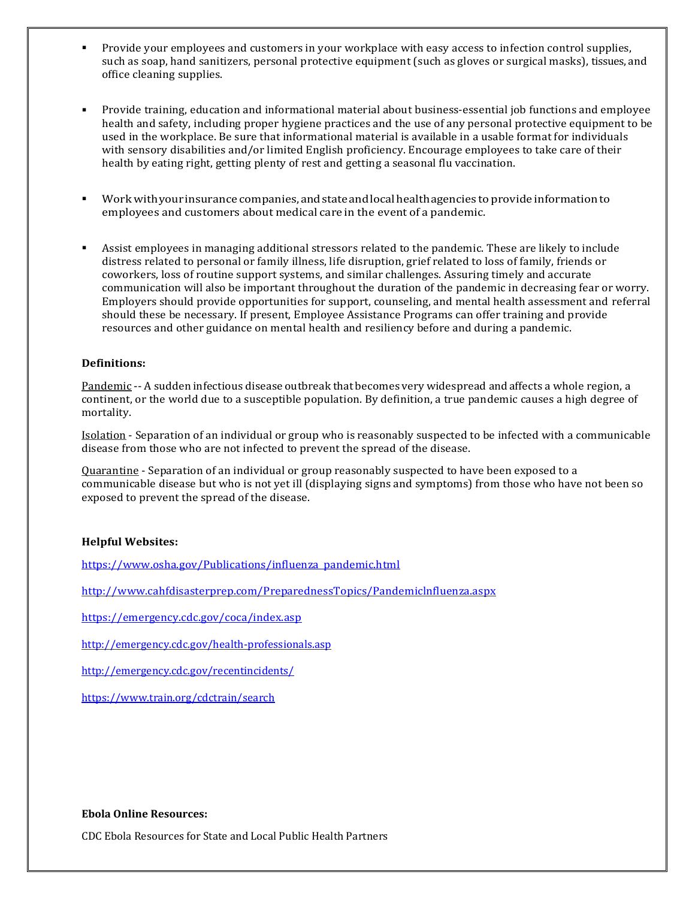- Provide your employees and customers in your workplace with easy access to infection control supplies, such as soap, hand sanitizers, personal protective equipment (such as gloves or surgical masks), tissues, and office cleaning supplies.

- Provide training, education and informational material about business-essential job functions and employee health and safety, including proper hygiene practices and the use of any personal protective equipment to be used in the workplace. Be sure that informational material is available in a usable format for individuals with sensory disabilities and/or limited English proficiency. Encourage employees to take care of their health by eating right, getting plenty of rest and getting a seasonal flu vaccination.

- Work with your insurance companies, and state and local health agencies to provide information to employees and customers about medical care in the event of a pandemic.

- Assist employees in managing additional stressors related to the pandemic. These are likely to include distress related to personal or family illness, life disruption, grief related to loss of family, friends or coworkers, loss of routine support systems, and similar challenges. Assuring timely and accurate communication will also be important throughout the duration of the pandemic in decreasing fear or worry. Employers should provide opportunities for support, counseling, and mental health assessment and referral should these be necessary. If present, Employee Assistance Programs can offer training and provide resources and other guidance on mental health and resiliency before and during a pandemic.

**Definitions:**

Pandemic -- A sudden infectious disease outbreak that becomes very widespread and affects a whole region, a continent, or the world due to a susceptible population. By definition, a true pandemic causes a high degree of mortality.

Isolation - Separation of an individual or group who is reasonably suspected to be infected with a communicable disease from those who are not infected to prevent the spread of the disease.

Quarantine - Separation of an individual or group reasonably suspected to have been exposed to a communicable disease but who is not yet ill (displaying signs and symptoms) from those who have not been so exposed to prevent the spread of the disease.

**Helpful Websites:**

https://www.osha.gov/Publications/influenza_pandemic.html

http://www.cahfdisasterprep.com/PreparednessTopics/Pandemiclnfluenza.aspx

https://emergency.cdc.gov/coca/index.asp

http://emergency.cdc.gov/health-professionals.asp

http://emergency.cdc.gov/recentincidents/

https://www.train.org/cdctrain/search

**Ebola Online Resources:**

CDC Ebola Resources for State and Local Public Health Partners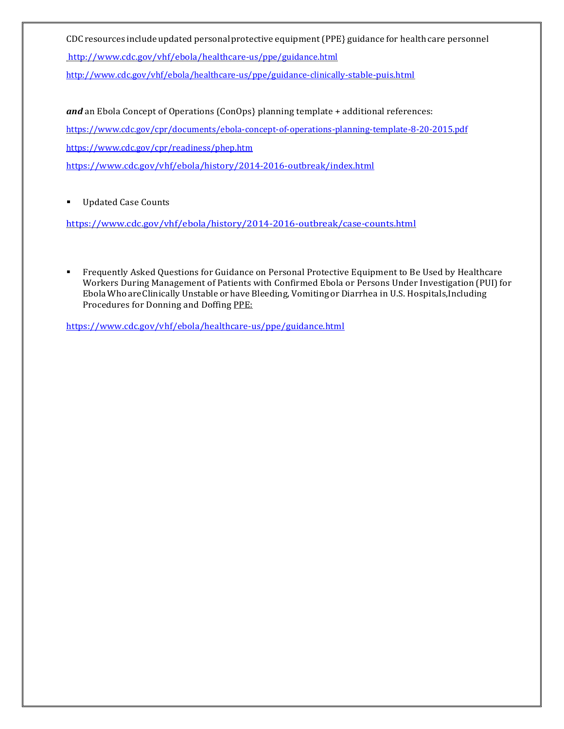CDC resources include updated personal protective equipment (PPE} guidance for health care personnel

http://www.cdc.gov/vhf/ebola/healthcare-us/ppe/guidance.html

http://www.cdc.gov/vhf/ebola/healthcare-us/ppe/guidance-clinically-stable-puis.html

***and*** an Ebola Concept of Operations (ConOps} planning template + additional references:

https://www.cdc.gov/cpr/documents/ebola-concept-of-operations-planning-template-8-20-2015.pdf

https://www.cdc.gov/cpr/readiness/phep.htm

https://www.cdc.gov/vhf/ebola/history/2014-2016-outbreak/index.html

- Updated Case Counts

https://www.cdc.gov/vhf/ebola/history/2014-2016-outbreak/case-counts.html

- Frequently Asked Questions for Guidance on Personal Protective Equipment to Be Used by Healthcare Workers During Management of Patients with Confirmed Ebola or Persons Under Investigation (PUI) for Ebola Who are Clinically Unstable or have Bleeding, Vomiting or Diarrhea in U.S. Hospitals,Including Procedures for Donning and Doffing PPE:

https://www.cdc.gov/vhf/ebola/healthcare-us/ppe/guidance.html